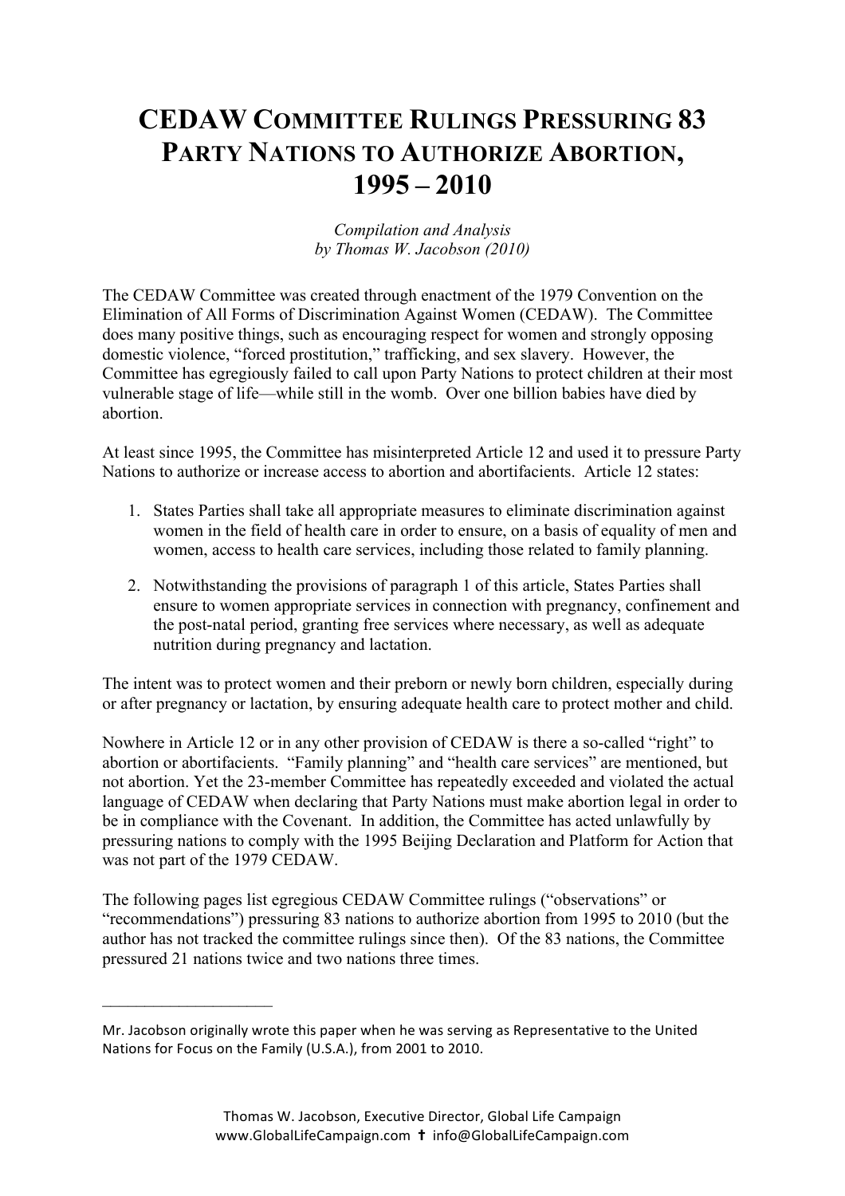# CEDAW COMMITTEE RULINGS PRESSURING 83 PARTY NATIONS TO AUTHORIZE ABORTION, 1995 – 2010

*Compilation and Analysis*
*by Thomas W. Jacobson (2010)*

The CEDAW Committee was created through enactment of the 1979 Convention on the Elimination of All Forms of Discrimination Against Women (CEDAW). The Committee does many positive things, such as encouraging respect for women and strongly opposing domestic violence, "forced prostitution," trafficking, and sex slavery. However, the Committee has egregiously failed to call upon Party Nations to protect children at their most vulnerable stage of life—while still in the womb. Over one billion babies have died by abortion.

At least since 1995, the Committee has misinterpreted Article 12 and used it to pressure Party Nations to authorize or increase access to abortion and abortifacients. Article 12 states:

1. States Parties shall take all appropriate measures to eliminate discrimination against women in the field of health care in order to ensure, on a basis of equality of men and women, access to health care services, including those related to family planning.

2. Notwithstanding the provisions of paragraph 1 of this article, States Parties shall ensure to women appropriate services in connection with pregnancy, confinement and the post-natal period, granting free services where necessary, as well as adequate nutrition during pregnancy and lactation.

The intent was to protect women and their preborn or newly born children, especially during or after pregnancy or lactation, by ensuring adequate health care to protect mother and child.

Nowhere in Article 12 or in any other provision of CEDAW is there a so-called "right" to abortion or abortifacients. "Family planning" and "health care services" are mentioned, but not abortion. Yet the 23-member Committee has repeatedly exceeded and violated the actual language of CEDAW when declaring that Party Nations must make abortion legal in order to be in compliance with the Covenant. In addition, the Committee has acted unlawfully by pressuring nations to comply with the 1995 Beijing Declaration and Platform for Action that was not part of the 1979 CEDAW.

The following pages list egregious CEDAW Committee rulings ("observations" or "recommendations") pressuring 83 nations to authorize abortion from 1995 to 2010 (but the author has not tracked the committee rulings since then). Of the 83 nations, the Committee pressured 21 nations twice and two nations three times.

---

Mr. Jacobson originally wrote this paper when he was serving as Representative to the United Nations for Focus on the Family (U.S.A.), from 2001 to 2010.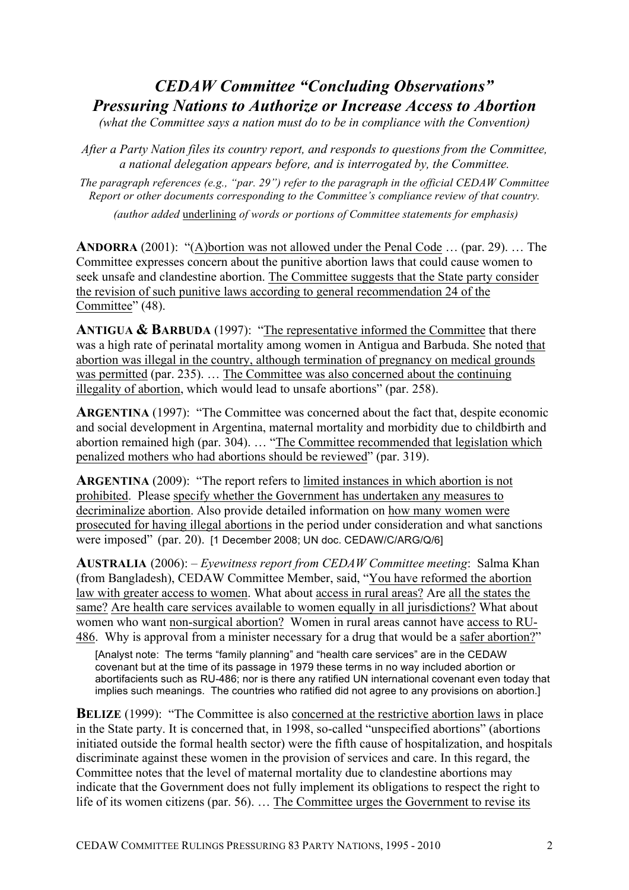# *CEDAW Committee "Concluding Observations" Pressuring Nations to Authorize or Increase Access to Abortion*

*(what the Committee says a nation must do to be in compliance with the Convention)*

*After a Party Nation files its country report, and responds to questions from the Committee, a national delegation appears before, and is interrogated by, the Committee.*

*The paragraph references (e.g., "par. 29") refer to the paragraph in the official CEDAW Committee Report or other documents corresponding to the Committee's compliance review of that country.*

*(author added* underlining *of words or portions of Committee statements for emphasis)*

**ANDORRA** (2001): "(A)bortion was not allowed under the Penal Code … (par. 29). … The Committee expresses concern about the punitive abortion laws that could cause women to seek unsafe and clandestine abortion. The Committee suggests that the State party consider the revision of such punitive laws according to general recommendation 24 of the Committee" (48).

**ANTIGUA & BARBUDA** (1997): "The representative informed the Committee that there was a high rate of perinatal mortality among women in Antigua and Barbuda. She noted that abortion was illegal in the country, although termination of pregnancy on medical grounds was permitted (par. 235). … The Committee was also concerned about the continuing illegality of abortion, which would lead to unsafe abortions" (par. 258).

**ARGENTINA** (1997): "The Committee was concerned about the fact that, despite economic and social development in Argentina, maternal mortality and morbidity due to childbirth and abortion remained high (par. 304). … "The Committee recommended that legislation which penalized mothers who had abortions should be reviewed" (par. 319).

**ARGENTINA** (2009): "The report refers to limited instances in which abortion is not prohibited. Please specify whether the Government has undertaken any measures to decriminalize abortion. Also provide detailed information on how many women were prosecuted for having illegal abortions in the period under consideration and what sanctions were imposed" (par. 20). [1 December 2008; UN doc. CEDAW/C/ARG/Q/6]

**AUSTRALIA** (2006): – *Eyewitness report from CEDAW Committee meeting*: Salma Khan (from Bangladesh), CEDAW Committee Member, said, "You have reformed the abortion law with greater access to women. What about access in rural areas? Are all the states the same? Are health care services available to women equally in all jurisdictions? What about women who want non-surgical abortion? Women in rural areas cannot have access to RU-486. Why is approval from a minister necessary for a drug that would be a safer abortion?"

> [Analyst note: The terms "family planning" and "health care services" are in the CEDAW covenant but at the time of its passage in 1979 these terms in no way included abortion or abortifacients such as RU-486; nor is there any ratified UN international covenant even today that implies such meanings. The countries who ratified did not agree to any provisions on abortion.]

**BELIZE** (1999): "The Committee is also concerned at the restrictive abortion laws in place in the State party. It is concerned that, in 1998, so-called "unspecified abortions" (abortions initiated outside the formal health sector) were the fifth cause of hospitalization, and hospitals discriminate against these women in the provision of services and care. In this regard, the Committee notes that the level of maternal mortality due to clandestine abortions may indicate that the Government does not fully implement its obligations to respect the right to life of its women citizens (par. 56). … The Committee urges the Government to revise its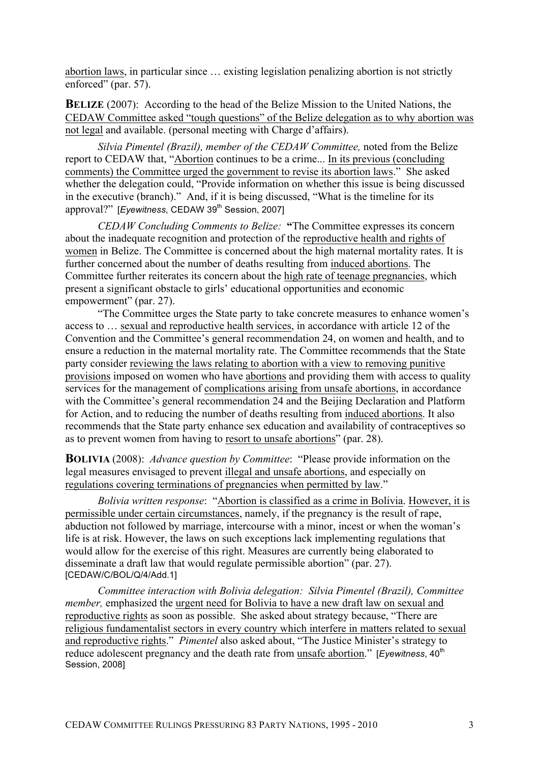abortion laws, in particular since … existing legislation penalizing abortion is not strictly enforced" (par. 57).

**BELIZE** (2007): According to the head of the Belize Mission to the United Nations, the CEDAW Committee asked "tough questions" of the Belize delegation as to why abortion was not legal and available. (personal meeting with Charge d'affairs).

*Silvia Pimentel (Brazil), member of the CEDAW Committee,* noted from the Belize report to CEDAW that, "Abortion continues to be a crime... In its previous (concluding comments) the Committee urged the government to revise its abortion laws." She asked whether the delegation could, "Provide information on whether this issue is being discussed in the executive (branch)." And, if it is being discussed, "What is the timeline for its approval?" [*Eyewitness*, CEDAW 39th Session, 2007]

*CEDAW Concluding Comments to Belize:* **"**The Committee expresses its concern about the inadequate recognition and protection of the reproductive health and rights of women in Belize. The Committee is concerned about the high maternal mortality rates. It is further concerned about the number of deaths resulting from induced abortions. The Committee further reiterates its concern about the high rate of teenage pregnancies, which present a significant obstacle to girls' educational opportunities and economic empowerment" (par. 27).

"The Committee urges the State party to take concrete measures to enhance women's access to … sexual and reproductive health services, in accordance with article 12 of the Convention and the Committee's general recommendation 24, on women and health, and to ensure a reduction in the maternal mortality rate. The Committee recommends that the State party consider reviewing the laws relating to abortion with a view to removing punitive provisions imposed on women who have abortions and providing them with access to quality services for the management of complications arising from unsafe abortions, in accordance with the Committee's general recommendation 24 and the Beijing Declaration and Platform for Action, and to reducing the number of deaths resulting from induced abortions. It also recommends that the State party enhance sex education and availability of contraceptives so as to prevent women from having to resort to unsafe abortions" (par. 28).

**BOLIVIA** (2008): *Advance question by Committee*: "Please provide information on the legal measures envisaged to prevent illegal and unsafe abortions, and especially on regulations covering terminations of pregnancies when permitted by law."

*Bolivia written response*: "Abortion is classified as a crime in Bolivia. However, it is permissible under certain circumstances, namely, if the pregnancy is the result of rape, abduction not followed by marriage, intercourse with a minor, incest or when the woman's life is at risk. However, the laws on such exceptions lack implementing regulations that would allow for the exercise of this right. Measures are currently being elaborated to disseminate a draft law that would regulate permissible abortion" (par. 27). [CEDAW/C/BOL/Q/4/Add.1]

*Committee interaction with Bolivia delegation: Silvia Pimentel (Brazil), Committee member,* emphasized the urgent need for Bolivia to have a new draft law on sexual and reproductive rights as soon as possible. She asked about strategy because, "There are religious fundamentalist sectors in every country which interfere in matters related to sexual and reproductive rights." *Pimentel* also asked about, "The Justice Minister's strategy to reduce adolescent pregnancy and the death rate from unsafe abortion." [*Eyewitness*, 40th Session, 2008]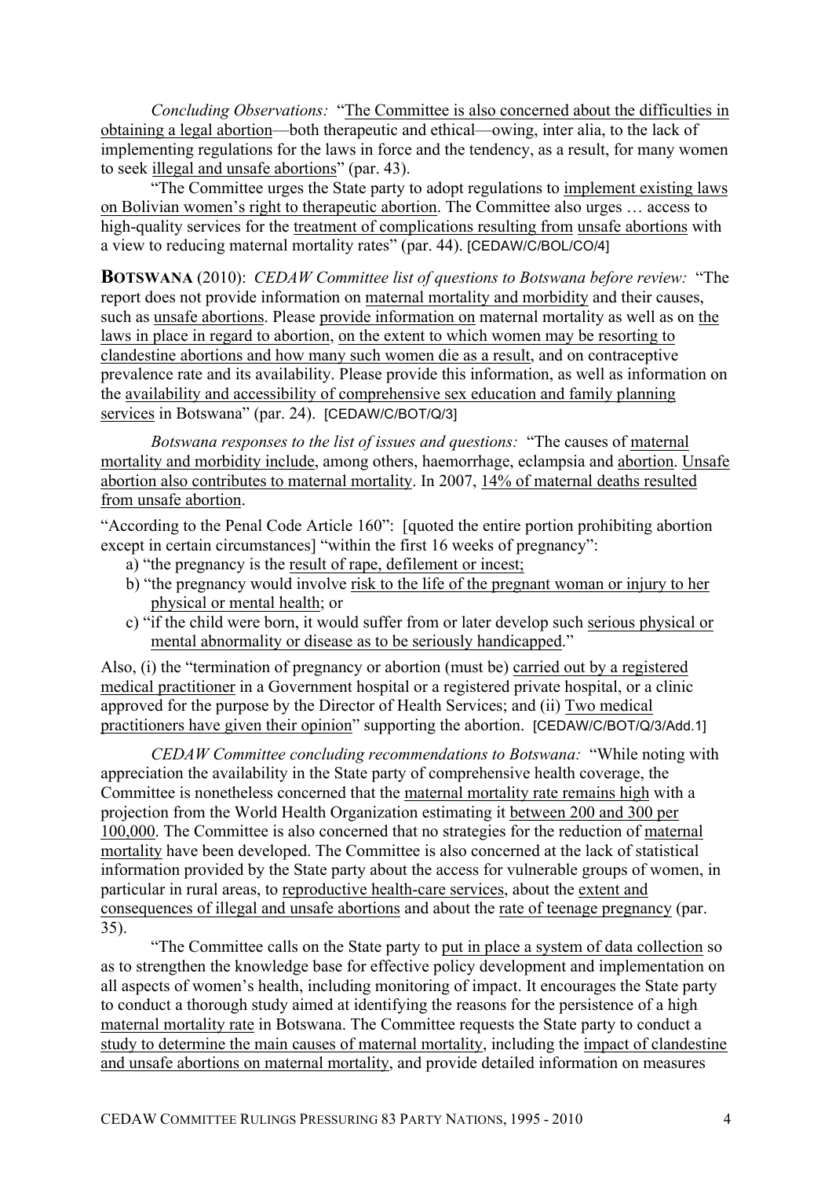*Concluding Observations:* "The Committee is also concerned about the difficulties in obtaining a legal abortion—both therapeutic and ethical—owing, inter alia, to the lack of implementing regulations for the laws in force and the tendency, as a result, for many women to seek illegal and unsafe abortions" (par. 43).

"The Committee urges the State party to adopt regulations to implement existing laws on Bolivian women's right to therapeutic abortion. The Committee also urges … access to high-quality services for the treatment of complications resulting from unsafe abortions with a view to reducing maternal mortality rates" (par. 44). [CEDAW/C/BOL/CO/4]

**BOTSWANA** (2010): *CEDAW Committee list of questions to Botswana before review:* "The report does not provide information on maternal mortality and morbidity and their causes, such as unsafe abortions. Please provide information on maternal mortality as well as on the laws in place in regard to abortion, on the extent to which women may be resorting to clandestine abortions and how many such women die as a result, and on contraceptive prevalence rate and its availability. Please provide this information, as well as information on the availability and accessibility of comprehensive sex education and family planning services in Botswana" (par. 24). [CEDAW/C/BOT/Q/3]

*Botswana responses to the list of issues and questions:* "The causes of maternal mortality and morbidity include, among others, haemorrhage, eclampsia and abortion. Unsafe abortion also contributes to maternal mortality. In 2007, 14% of maternal deaths resulted from unsafe abortion.

"According to the Penal Code Article 160": [quoted the entire portion prohibiting abortion except in certain circumstances] "within the first 16 weeks of pregnancy":

a) "the pregnancy is the result of rape, defilement or incest;
b) "the pregnancy would involve risk to the life of the pregnant woman or injury to her physical or mental health; or
c) "if the child were born, it would suffer from or later develop such serious physical or mental abnormality or disease as to be seriously handicapped."

Also, (i) the "termination of pregnancy or abortion (must be) carried out by a registered medical practitioner in a Government hospital or a registered private hospital, or a clinic approved for the purpose by the Director of Health Services; and (ii) Two medical practitioners have given their opinion" supporting the abortion. [CEDAW/C/BOT/Q/3/Add.1]

*CEDAW Committee concluding recommendations to Botswana:* "While noting with appreciation the availability in the State party of comprehensive health coverage, the Committee is nonetheless concerned that the maternal mortality rate remains high with a projection from the World Health Organization estimating it between 200 and 300 per 100,000. The Committee is also concerned that no strategies for the reduction of maternal mortality have been developed. The Committee is also concerned at the lack of statistical information provided by the State party about the access for vulnerable groups of women, in particular in rural areas, to reproductive health-care services, about the extent and consequences of illegal and unsafe abortions and about the rate of teenage pregnancy (par. 35).

"The Committee calls on the State party to put in place a system of data collection so as to strengthen the knowledge base for effective policy development and implementation on all aspects of women's health, including monitoring of impact. It encourages the State party to conduct a thorough study aimed at identifying the reasons for the persistence of a high maternal mortality rate in Botswana. The Committee requests the State party to conduct a study to determine the main causes of maternal mortality, including the impact of clandestine and unsafe abortions on maternal mortality, and provide detailed information on measures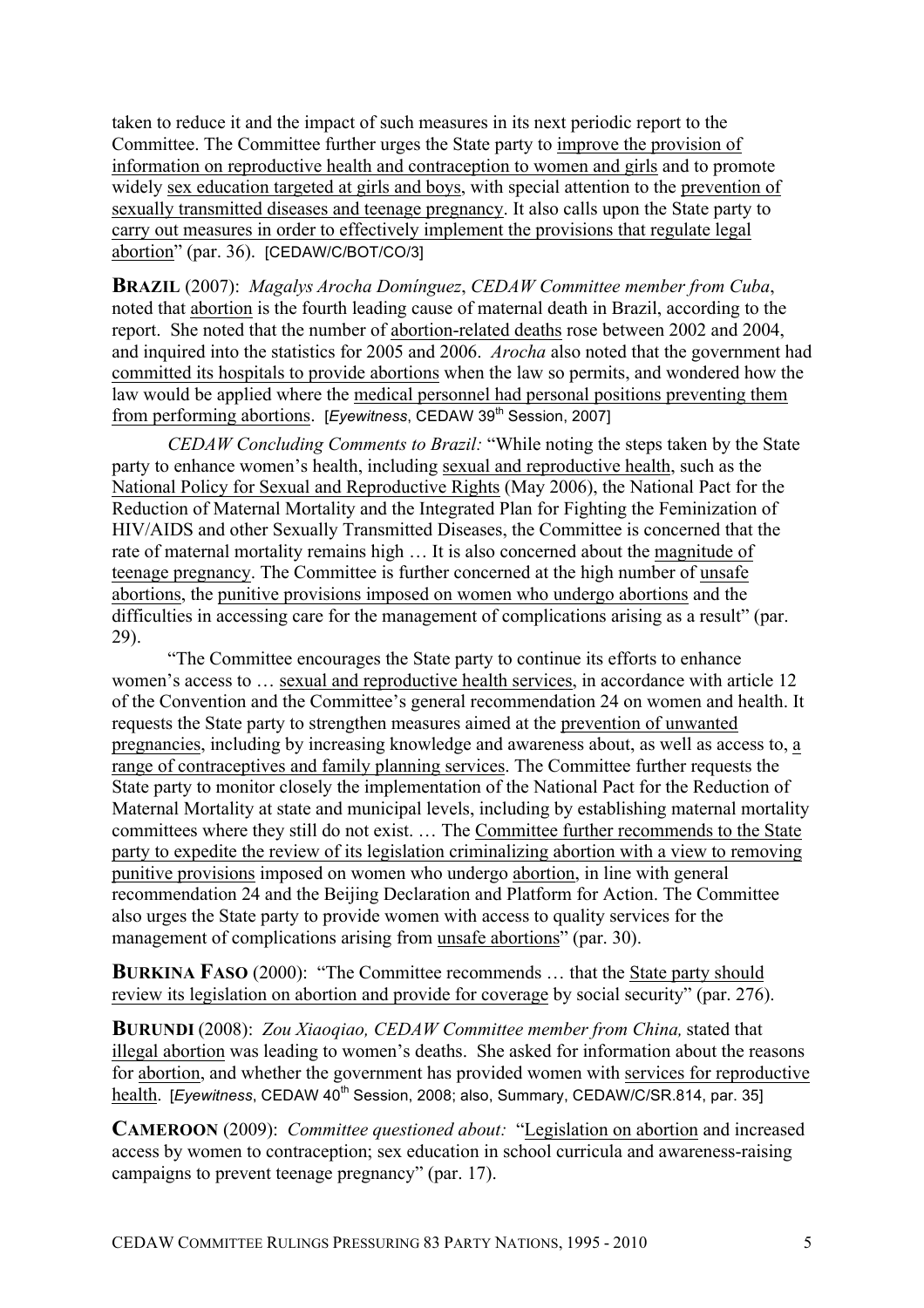taken to reduce it and the impact of such measures in its next periodic report to the Committee. The Committee further urges the State party to improve the provision of information on reproductive health and contraception to women and girls and to promote widely sex education targeted at girls and boys, with special attention to the prevention of sexually transmitted diseases and teenage pregnancy. It also calls upon the State party to carry out measures in order to effectively implement the provisions that regulate legal abortion" (par. 36). [CEDAW/C/BOT/CO/3]

**BRAZIL** (2007): *Magalys Arocha Domínguez*, *CEDAW Committee member from Cuba*, noted that abortion is the fourth leading cause of maternal death in Brazil, according to the report. She noted that the number of abortion-related deaths rose between 2002 and 2004, and inquired into the statistics for 2005 and 2006. *Arocha* also noted that the government had committed its hospitals to provide abortions when the law so permits, and wondered how the law would be applied where the medical personnel had personal positions preventing them from performing abortions. [*Eyewitness*, CEDAW 39th Session, 2007]

*CEDAW Concluding Comments to Brazil:* "While noting the steps taken by the State party to enhance women's health, including sexual and reproductive health, such as the National Policy for Sexual and Reproductive Rights (May 2006), the National Pact for the Reduction of Maternal Mortality and the Integrated Plan for Fighting the Feminization of HIV/AIDS and other Sexually Transmitted Diseases, the Committee is concerned that the rate of maternal mortality remains high … It is also concerned about the magnitude of teenage pregnancy. The Committee is further concerned at the high number of unsafe abortions, the punitive provisions imposed on women who undergo abortions and the difficulties in accessing care for the management of complications arising as a result" (par. 29).

"The Committee encourages the State party to continue its efforts to enhance women's access to … sexual and reproductive health services, in accordance with article 12 of the Convention and the Committee's general recommendation 24 on women and health. It requests the State party to strengthen measures aimed at the prevention of unwanted pregnancies, including by increasing knowledge and awareness about, as well as access to, a range of contraceptives and family planning services. The Committee further requests the State party to monitor closely the implementation of the National Pact for the Reduction of Maternal Mortality at state and municipal levels, including by establishing maternal mortality committees where they still do not exist. … The Committee further recommends to the State party to expedite the review of its legislation criminalizing abortion with a view to removing punitive provisions imposed on women who undergo abortion, in line with general recommendation 24 and the Beijing Declaration and Platform for Action. The Committee also urges the State party to provide women with access to quality services for the management of complications arising from unsafe abortions" (par. 30).

**BURKINA FASO** (2000): "The Committee recommends … that the State party should review its legislation on abortion and provide for coverage by social security" (par. 276).

**BURUNDI** (2008): *Zou Xiaoqiao, CEDAW Committee member from China,* stated that illegal abortion was leading to women's deaths. She asked for information about the reasons for abortion, and whether the government has provided women with services for reproductive health. [*Eyewitness*, CEDAW 40th Session, 2008; also, Summary, CEDAW/C/SR.814, par. 35]

**CAMEROON** (2009): *Committee questioned about:* "Legislation on abortion and increased access by women to contraception; sex education in school curricula and awareness-raising campaigns to prevent teenage pregnancy" (par. 17).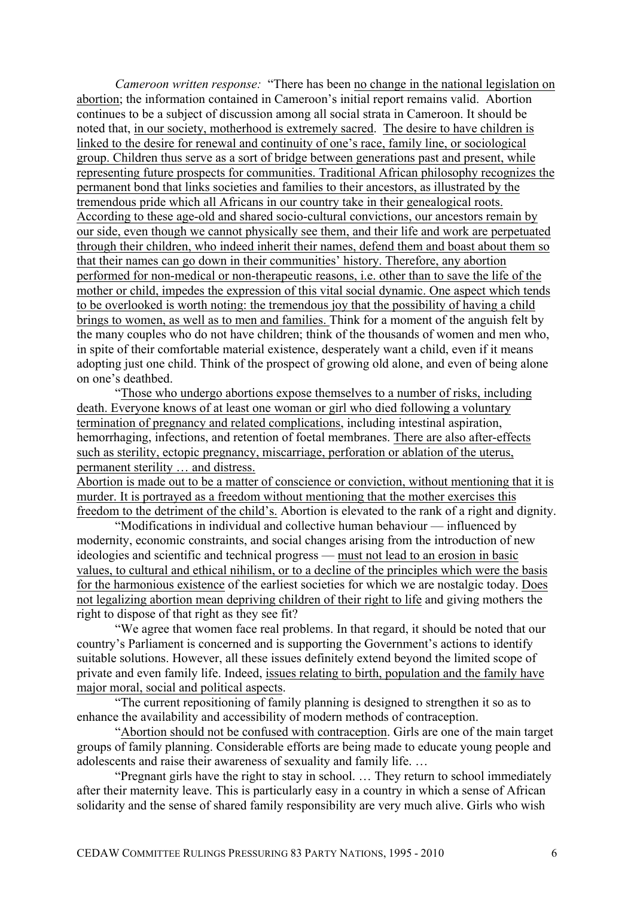*Cameroon written response:* "There has been no change in the national legislation on abortion; the information contained in Cameroon's initial report remains valid. Abortion continues to be a subject of discussion among all social strata in Cameroon. It should be noted that, in our society, motherhood is extremely sacred. The desire to have children is linked to the desire for renewal and continuity of one's race, family line, or sociological group. Children thus serve as a sort of bridge between generations past and present, while representing future prospects for communities. Traditional African philosophy recognizes the permanent bond that links societies and families to their ancestors, as illustrated by the tremendous pride which all Africans in our country take in their genealogical roots. According to these age-old and shared socio-cultural convictions, our ancestors remain by our side, even though we cannot physically see them, and their life and work are perpetuated through their children, who indeed inherit their names, defend them and boast about them so that their names can go down in their communities' history. Therefore, any abortion performed for non-medical or non-therapeutic reasons, i.e. other than to save the life of the mother or child, impedes the expression of this vital social dynamic. One aspect which tends to be overlooked is worth noting: the tremendous joy that the possibility of having a child brings to women, as well as to men and families. Think for a moment of the anguish felt by the many couples who do not have children; think of the thousands of women and men who, in spite of their comfortable material existence, desperately want a child, even if it means adopting just one child. Think of the prospect of growing old alone, and even of being alone on one's deathbed.

"Those who undergo abortions expose themselves to a number of risks, including death. Everyone knows of at least one woman or girl who died following a voluntary termination of pregnancy and related complications, including intestinal aspiration, hemorrhaging, infections, and retention of foetal membranes. There are also after-effects such as sterility, ectopic pregnancy, miscarriage, perforation or ablation of the uterus, permanent sterility … and distress.
Abortion is made out to be a matter of conscience or conviction, without mentioning that it is murder. It is portrayed as a freedom without mentioning that the mother exercises this freedom to the detriment of the child's. Abortion is elevated to the rank of a right and dignity.

"Modifications in individual and collective human behaviour — influenced by modernity, economic constraints, and social changes arising from the introduction of new ideologies and scientific and technical progress — must not lead to an erosion in basic values, to cultural and ethical nihilism, or to a decline of the principles which were the basis for the harmonious existence of the earliest societies for which we are nostalgic today. Does not legalizing abortion mean depriving children of their right to life and giving mothers the right to dispose of that right as they see fit?

"We agree that women face real problems. In that regard, it should be noted that our country's Parliament is concerned and is supporting the Government's actions to identify suitable solutions. However, all these issues definitely extend beyond the limited scope of private and even family life. Indeed, issues relating to birth, population and the family have major moral, social and political aspects.

"The current repositioning of family planning is designed to strengthen it so as to enhance the availability and accessibility of modern methods of contraception.

"Abortion should not be confused with contraception. Girls are one of the main target groups of family planning. Considerable efforts are being made to educate young people and adolescents and raise their awareness of sexuality and family life. …

"Pregnant girls have the right to stay in school. … They return to school immediately after their maternity leave. This is particularly easy in a country in which a sense of African solidarity and the sense of shared family responsibility are very much alive. Girls who wish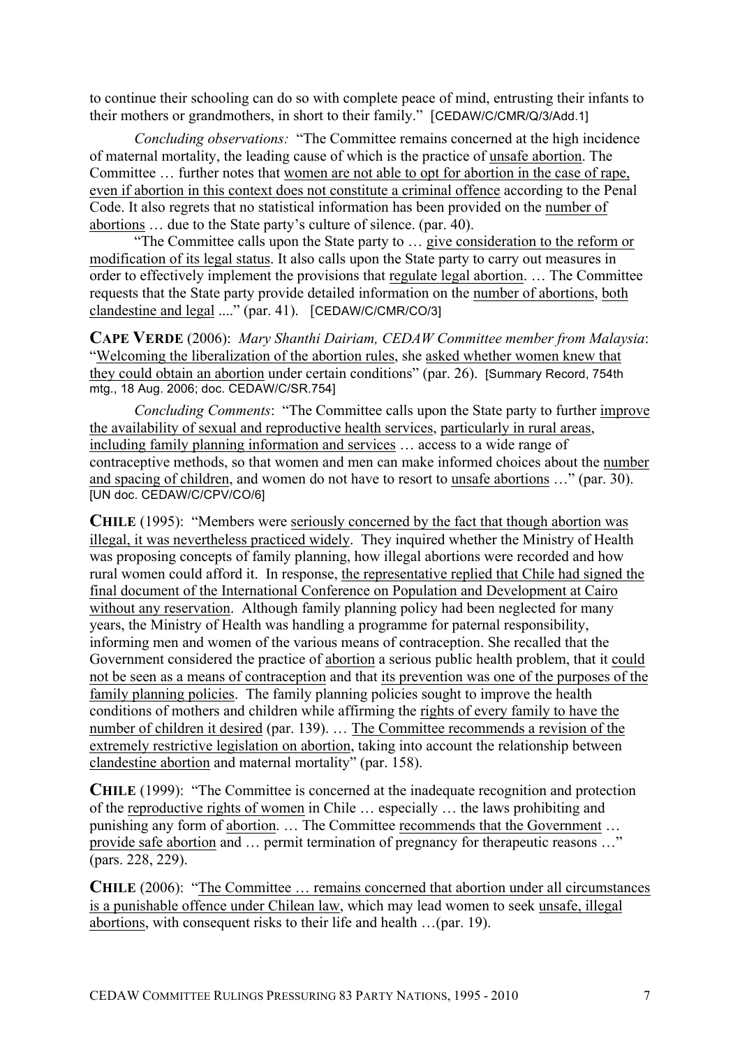to continue their schooling can do so with complete peace of mind, entrusting their infants to their mothers or grandmothers, in short to their family." [CEDAW/C/CMR/Q/3/Add.1]

*Concluding observations:* "The Committee remains concerned at the high incidence of maternal mortality, the leading cause of which is the practice of unsafe abortion. The Committee … further notes that women are not able to opt for abortion in the case of rape, even if abortion in this context does not constitute a criminal offence according to the Penal Code. It also regrets that no statistical information has been provided on the number of abortions … due to the State party's culture of silence. (par. 40).

"The Committee calls upon the State party to … give consideration to the reform or modification of its legal status. It also calls upon the State party to carry out measures in order to effectively implement the provisions that regulate legal abortion. … The Committee requests that the State party provide detailed information on the number of abortions, both clandestine and legal ...." (par. 41). [CEDAW/C/CMR/CO/3]

**CAPE VERDE** (2006): *Mary Shanthi Dairiam, CEDAW Committee member from Malaysia*: "Welcoming the liberalization of the abortion rules, she asked whether women knew that they could obtain an abortion under certain conditions" (par. 26). [Summary Record, 754th mtg., 18 Aug. 2006; doc. CEDAW/C/SR.754]

*Concluding Comments*: "The Committee calls upon the State party to further improve the availability of sexual and reproductive health services, particularly in rural areas, including family planning information and services … access to a wide range of contraceptive methods, so that women and men can make informed choices about the number and spacing of children, and women do not have to resort to unsafe abortions …" (par. 30). [UN doc. CEDAW/C/CPV/CO/6]

**CHILE** (1995): "Members were seriously concerned by the fact that though abortion was illegal, it was nevertheless practiced widely. They inquired whether the Ministry of Health was proposing concepts of family planning, how illegal abortions were recorded and how rural women could afford it. In response, the representative replied that Chile had signed the final document of the International Conference on Population and Development at Cairo without any reservation. Although family planning policy had been neglected for many years, the Ministry of Health was handling a programme for paternal responsibility, informing men and women of the various means of contraception. She recalled that the Government considered the practice of abortion a serious public health problem, that it could not be seen as a means of contraception and that its prevention was one of the purposes of the family planning policies. The family planning policies sought to improve the health conditions of mothers and children while affirming the rights of every family to have the number of children it desired (par. 139). … The Committee recommends a revision of the extremely restrictive legislation on abortion, taking into account the relationship between clandestine abortion and maternal mortality" (par. 158).

**CHILE** (1999): "The Committee is concerned at the inadequate recognition and protection of the reproductive rights of women in Chile … especially … the laws prohibiting and punishing any form of abortion. … The Committee recommends that the Government … provide safe abortion and … permit termination of pregnancy for therapeutic reasons …" (pars. 228, 229).

**CHILE** (2006): "The Committee … remains concerned that abortion under all circumstances is a punishable offence under Chilean law, which may lead women to seek unsafe, illegal abortions, with consequent risks to their life and health …(par. 19).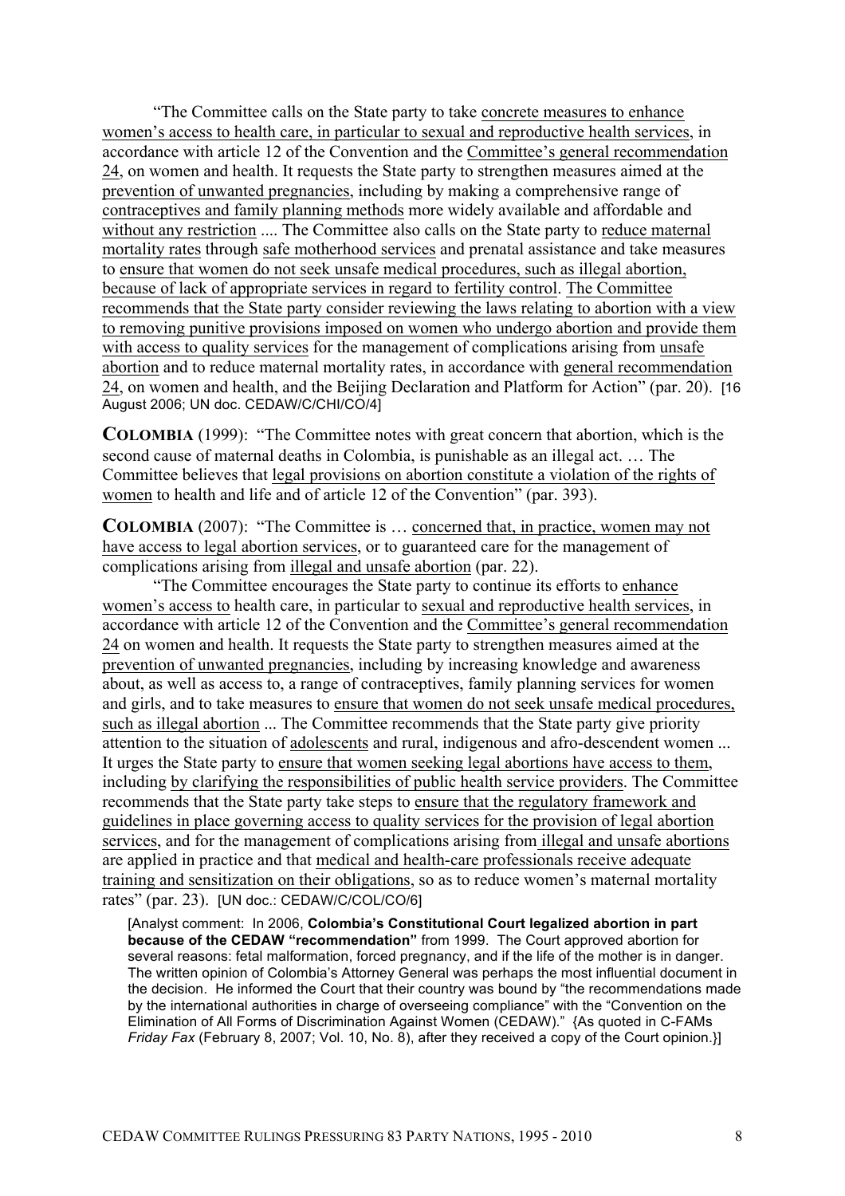"The Committee calls on the State party to take <u>concrete measures to enhance women's access to health care, in particular to sexual and reproductive health services</u>, in accordance with article 12 of the Convention and the <u>Committee's general recommendation 24</u>, on women and health. It requests the State party to strengthen measures aimed at the <u>prevention of unwanted pregnancies</u>, including by making a comprehensive range of <u>contraceptives and family planning methods</u> more widely available and affordable and <u>without any restriction</u> .... The Committee also calls on the State party to <u>reduce maternal mortality rates</u> through <u>safe motherhood services</u> and prenatal assistance and take measures to <u>ensure that women do not seek unsafe medical procedures, such as illegal abortion, because of lack of appropriate services in regard to fertility control</u>. <u>The Committee recommends that the State party consider reviewing the laws relating to abortion with a view to removing punitive provisions imposed on women who undergo abortion and provide them with access to quality services</u> for the management of complications arising from <u>unsafe abortion</u> and to reduce maternal mortality rates, in accordance with <u>general recommendation 24</u>, on women and health, and the Beijing Declaration and Platform for Action" (par. 20). [16 August 2006; UN doc. CEDAW/C/CHI/CO/4]

**COLOMBIA** (1999): "The Committee notes with great concern that abortion, which is the second cause of maternal deaths in Colombia, is punishable as an illegal act. … The Committee believes that <u>legal provisions on abortion constitute a violation of the rights of women</u> to health and life and of article 12 of the Convention" (par. 393).

**COLOMBIA** (2007): "The Committee is … <u>concerned that, in practice, women may not have access to legal abortion services</u>, or to guaranteed care for the management of complications arising from <u>illegal and unsafe abortion</u> (par. 22).

"The Committee encourages the State party to continue its efforts to <u>enhance women's access to</u> health care, in particular to <u>sexual and reproductive health services</u>, in accordance with article 12 of the Convention and the <u>Committee's general recommendation 24</u> on women and health. It requests the State party to strengthen measures aimed at the <u>prevention of unwanted pregnancies</u>, including by increasing knowledge and awareness about, as well as access to, a range of contraceptives, family planning services for women and girls, and to take measures to <u>ensure that women do not seek unsafe medical procedures, such as illegal abortion</u> ... The Committee recommends that the State party give priority attention to the situation of <u>adolescents</u> and rural, indigenous and afro-descendent women ... It urges the State party to <u>ensure that women seeking legal abortions have access to them</u>, including <u>by clarifying the responsibilities of public health service providers</u>. The Committee recommends that the State party take steps to <u>ensure that the regulatory framework and guidelines in place governing</u> access to quality services for the provision of legal abortion services, and for the management of complications arising from <u>illegal and unsafe abortions</u> are applied in practice and that <u>medical and health-care professionals receive adequate training and sensitization on their obligations</u>, so as to reduce women's maternal mortality rates" (par. 23). [UN doc.: CEDAW/C/COL/CO/6]

[Analyst comment: In 2006, **Colombia's Constitutional Court legalized abortion in part because of the CEDAW "recommendation"** from 1999. The Court approved abortion for several reasons: fetal malformation, forced pregnancy, and if the life of the mother is in danger. The written opinion of Colombia's Attorney General was perhaps the most influential document in the decision. He informed the Court that their country was bound by "the recommendations made by the international authorities in charge of overseeing compliance" with the "Convention on the Elimination of All Forms of Discrimination Against Women (CEDAW)." {As quoted in C-FAMs *Friday Fax* (February 8, 2007; Vol. 10, No. 8), after they received a copy of the Court opinion.}]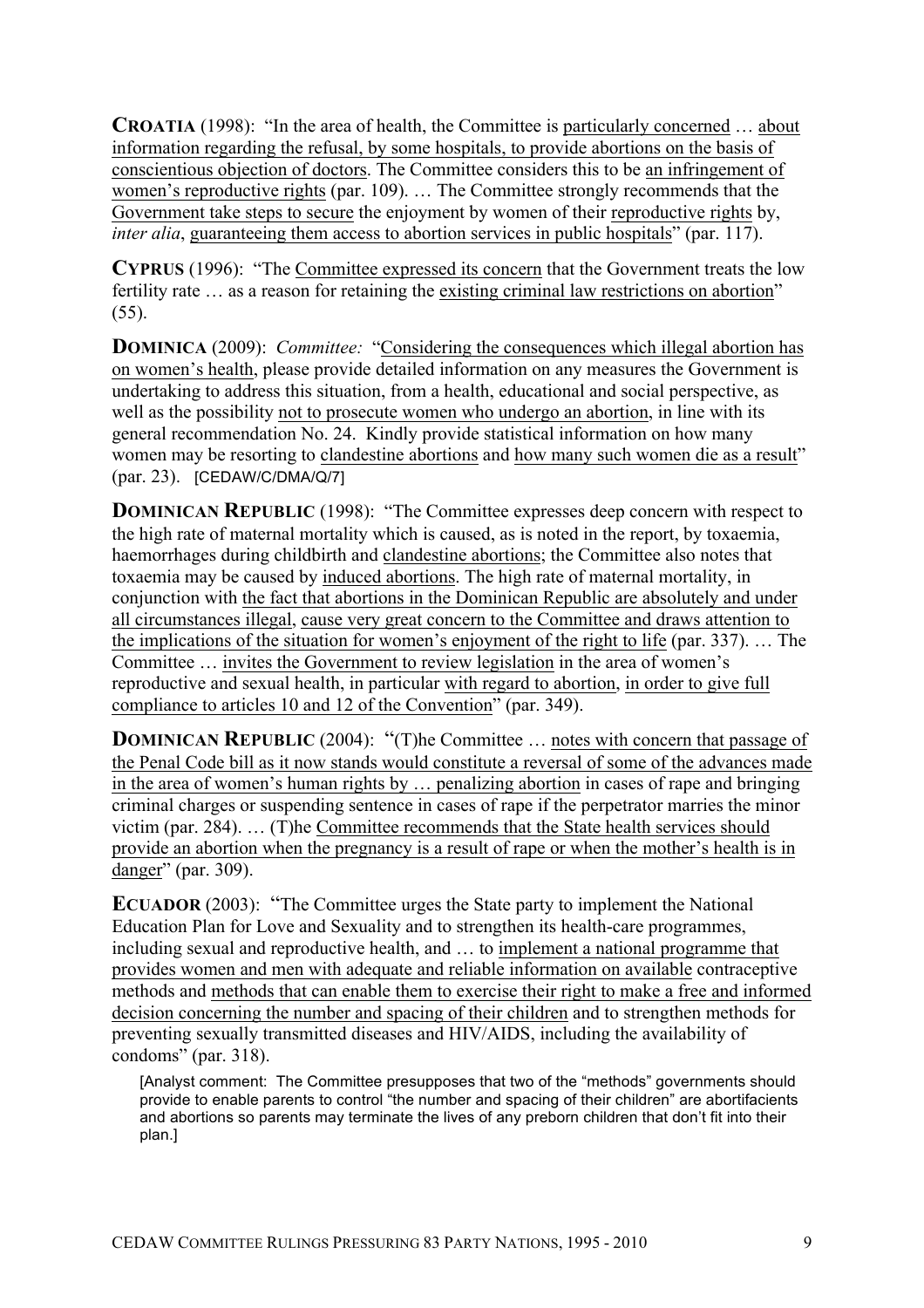**CROATIA** (1998): "In the area of health, the Committee is particularly concerned … about information regarding the refusal, by some hospitals, to provide abortions on the basis of conscientious objection of doctors. The Committee considers this to be an infringement of women's reproductive rights (par. 109). … The Committee strongly recommends that the Government take steps to secure the enjoyment by women of their reproductive rights by, *inter alia*, guaranteeing them access to abortion services in public hospitals" (par. 117).

**CYPRUS** (1996): "The Committee expressed its concern that the Government treats the low fertility rate … as a reason for retaining the existing criminal law restrictions on abortion" (55).

**DOMINICA** (2009): *Committee:* "Considering the consequences which illegal abortion has on women's health, please provide detailed information on any measures the Government is undertaking to address this situation, from a health, educational and social perspective, as well as the possibility not to prosecute women who undergo an abortion, in line with its general recommendation No. 24. Kindly provide statistical information on how many women may be resorting to clandestine abortions and how many such women die as a result" (par. 23). [CEDAW/C/DMA/Q/7]

**DOMINICAN REPUBLIC** (1998): "The Committee expresses deep concern with respect to the high rate of maternal mortality which is caused, as is noted in the report, by toxaemia, haemorrhages during childbirth and clandestine abortions; the Committee also notes that toxaemia may be caused by induced abortions. The high rate of maternal mortality, in conjunction with the fact that abortions in the Dominican Republic are absolutely and under all circumstances illegal, cause very great concern to the Committee and draws attention to the implications of the situation for women's enjoyment of the right to life (par. 337). … The Committee … invites the Government to review legislation in the area of women's reproductive and sexual health, in particular with regard to abortion, in order to give full compliance to articles 10 and 12 of the Convention" (par. 349).

**DOMINICAN REPUBLIC** (2004): "(T)he Committee … notes with concern that passage of the Penal Code bill as it now stands would constitute a reversal of some of the advances made in the area of women's human rights by … penalizing abortion in cases of rape and bringing criminal charges or suspending sentence in cases of rape if the perpetrator marries the minor victim (par. 284). … (T)he Committee recommends that the State health services should provide an abortion when the pregnancy is a result of rape or when the mother's health is in danger" (par. 309).

**ECUADOR** (2003): "The Committee urges the State party to implement the National Education Plan for Love and Sexuality and to strengthen its health-care programmes, including sexual and reproductive health, and … to implement a national programme that provides women and men with adequate and reliable information on available contraceptive methods and methods that can enable them to exercise their right to make a free and informed decision concerning the number and spacing of their children and to strengthen methods for preventing sexually transmitted diseases and HIV/AIDS, including the availability of condoms" (par. 318).

> [Analyst comment: The Committee presupposes that two of the "methods" governments should provide to enable parents to control "the number and spacing of their children" are abortifacients and abortions so parents may terminate the lives of any preborn children that don't fit into their plan.]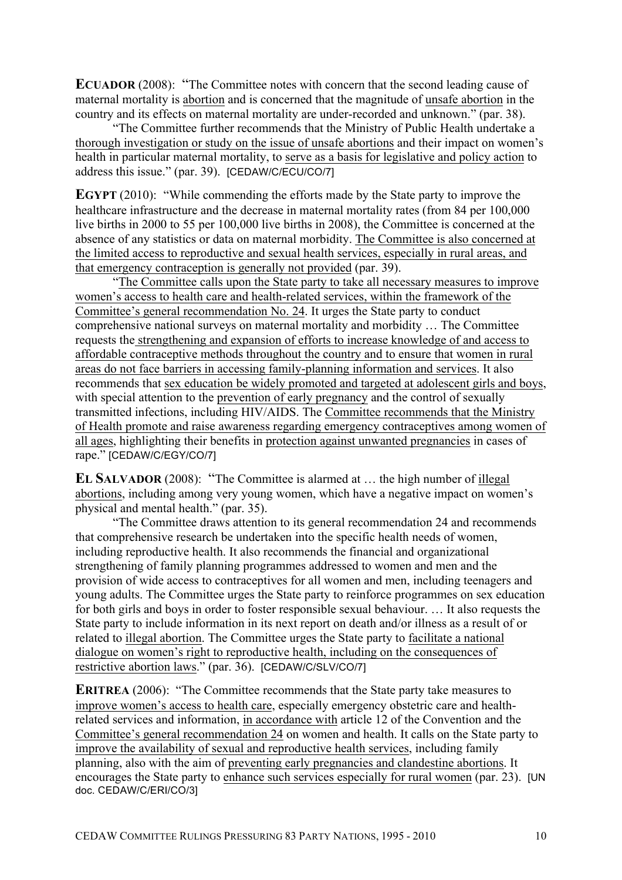**ECUADOR** (2008): "The Committee notes with concern that the second leading cause of maternal mortality is abortion and is concerned that the magnitude of unsafe abortion in the country and its effects on maternal mortality are under-recorded and unknown." (par. 38).

"The Committee further recommends that the Ministry of Public Health undertake a thorough investigation or study on the issue of unsafe abortions and their impact on women's health in particular maternal mortality, to serve as a basis for legislative and policy action to address this issue." (par. 39). [CEDAW/C/ECU/CO/7]

**EGYPT** (2010): "While commending the efforts made by the State party to improve the healthcare infrastructure and the decrease in maternal mortality rates (from 84 per 100,000 live births in 2000 to 55 per 100,000 live births in 2008), the Committee is concerned at the absence of any statistics or data on maternal morbidity. The Committee is also concerned at the limited access to reproductive and sexual health services, especially in rural areas, and that emergency contraception is generally not provided (par. 39).

"The Committee calls upon the State party to take all necessary measures to improve women's access to health care and health-related services, within the framework of the Committee's general recommendation No. 24. It urges the State party to conduct comprehensive national surveys on maternal mortality and morbidity … The Committee requests the strengthening and expansion of efforts to increase knowledge of and access to affordable contraceptive methods throughout the country and to ensure that women in rural areas do not face barriers in accessing family-planning information and services. It also recommends that sex education be widely promoted and targeted at adolescent girls and boys, with special attention to the prevention of early pregnancy and the control of sexually transmitted infections, including HIV/AIDS. The Committee recommends that the Ministry of Health promote and raise awareness regarding emergency contraceptives among women of all ages, highlighting their benefits in protection against unwanted pregnancies in cases of rape." [CEDAW/C/EGY/CO/7]

**EL SALVADOR** (2008): "The Committee is alarmed at … the high number of illegal abortions, including among very young women, which have a negative impact on women's physical and mental health." (par. 35).

"The Committee draws attention to its general recommendation 24 and recommends that comprehensive research be undertaken into the specific health needs of women, including reproductive health. It also recommends the financial and organizational strengthening of family planning programmes addressed to women and men and the provision of wide access to contraceptives for all women and men, including teenagers and young adults. The Committee urges the State party to reinforce programmes on sex education for both girls and boys in order to foster responsible sexual behaviour. … It also requests the State party to include information in its next report on death and/or illness as a result of or related to illegal abortion. The Committee urges the State party to facilitate a national dialogue on women's right to reproductive health, including on the consequences of restrictive abortion laws." (par. 36). [CEDAW/C/SLV/CO/7]

**ERITREA** (2006): "The Committee recommends that the State party take measures to improve women's access to health care, especially emergency obstetric care and health-related services and information, in accordance with article 12 of the Convention and the Committee's general recommendation 24 on women and health. It calls on the State party to improve the availability of sexual and reproductive health services, including family planning, also with the aim of preventing early pregnancies and clandestine abortions. It encourages the State party to enhance such services especially for rural women (par. 23). [UN doc. CEDAW/C/ERI/CO/3]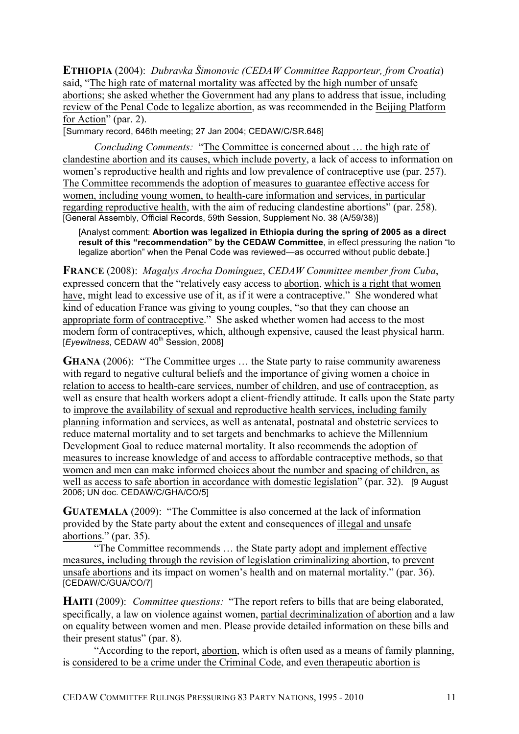**ETHIOPIA** (2004): *Dubravka Šimonovic (CEDAW Committee Rapporteur, from Croatia*) said, "The high rate of maternal mortality was affected by the high number of unsafe abortions; she asked whether the Government had any plans to address that issue, including review of the Penal Code to legalize abortion, as was recommended in the Beijing Platform for Action" (par. 2).
[Summary record, 646th meeting; 27 Jan 2004; CEDAW/C/SR.646]

*Concluding Comments:* "The Committee is concerned about … the high rate of clandestine abortion and its causes, which include poverty, a lack of access to information on women's reproductive health and rights and low prevalence of contraceptive use (par. 257). The Committee recommends the adoption of measures to guarantee effective access for women, including young women, to health-care information and services, in particular regarding reproductive health, with the aim of reducing clandestine abortions" (par. 258).
[General Assembly, Official Records, 59th Session, Supplement No. 38 (A/59/38)]

> [Analyst comment: **Abortion was legalized in Ethiopia during the spring of 2005 as a direct result of this "recommendation" by the CEDAW Committee**, in effect pressuring the nation "to legalize abortion" when the Penal Code was reviewed—as occurred without public debate.]

**FRANCE** (2008): *Magalys Arocha Domínguez*, *CEDAW Committee member from Cuba*, expressed concern that the "relatively easy access to abortion, which is a right that women have, might lead to excessive use of it, as if it were a contraceptive." She wondered what kind of education France was giving to young couples, "so that they can choose an appropriate form of contraceptive." She asked whether women had access to the most modern form of contraceptives, which, although expensive, caused the least physical harm.
[*Eyewitness*, CEDAW 40th Session, 2008]

**GHANA** (2006): "The Committee urges … the State party to raise community awareness with regard to negative cultural beliefs and the importance of giving women a choice in relation to access to health-care services, number of children, and use of contraception, as well as ensure that health workers adopt a client-friendly attitude. It calls upon the State party to improve the availability of sexual and reproductive health services, including family planning information and services, as well as antenatal, postnatal and obstetric services to reduce maternal mortality and to set targets and benchmarks to achieve the Millennium Development Goal to reduce maternal mortality. It also recommends the adoption of measures to increase knowledge of and access to affordable contraceptive methods, so that women and men can make informed choices about the number and spacing of children, as well as access to safe abortion in accordance with domestic legislation" (par. 32). [9 August 2006; UN doc. CEDAW/C/GHA/CO/5]

**GUATEMALA** (2009): "The Committee is also concerned at the lack of information provided by the State party about the extent and consequences of illegal and unsafe abortions." (par. 35).

"The Committee recommends … the State party adopt and implement effective measures, including through the revision of legislation criminalizing abortion, to prevent unsafe abortions and its impact on women's health and on maternal mortality." (par. 36).
[CEDAW/C/GUA/CO/7]

**HAITI** (2009): *Committee questions:* "The report refers to bills that are being elaborated, specifically, a law on violence against women, partial decriminalization of abortion and a law on equality between women and men. Please provide detailed information on these bills and their present status" (par. 8).

"According to the report, abortion, which is often used as a means of family planning, is considered to be a crime under the Criminal Code, and even therapeutic abortion is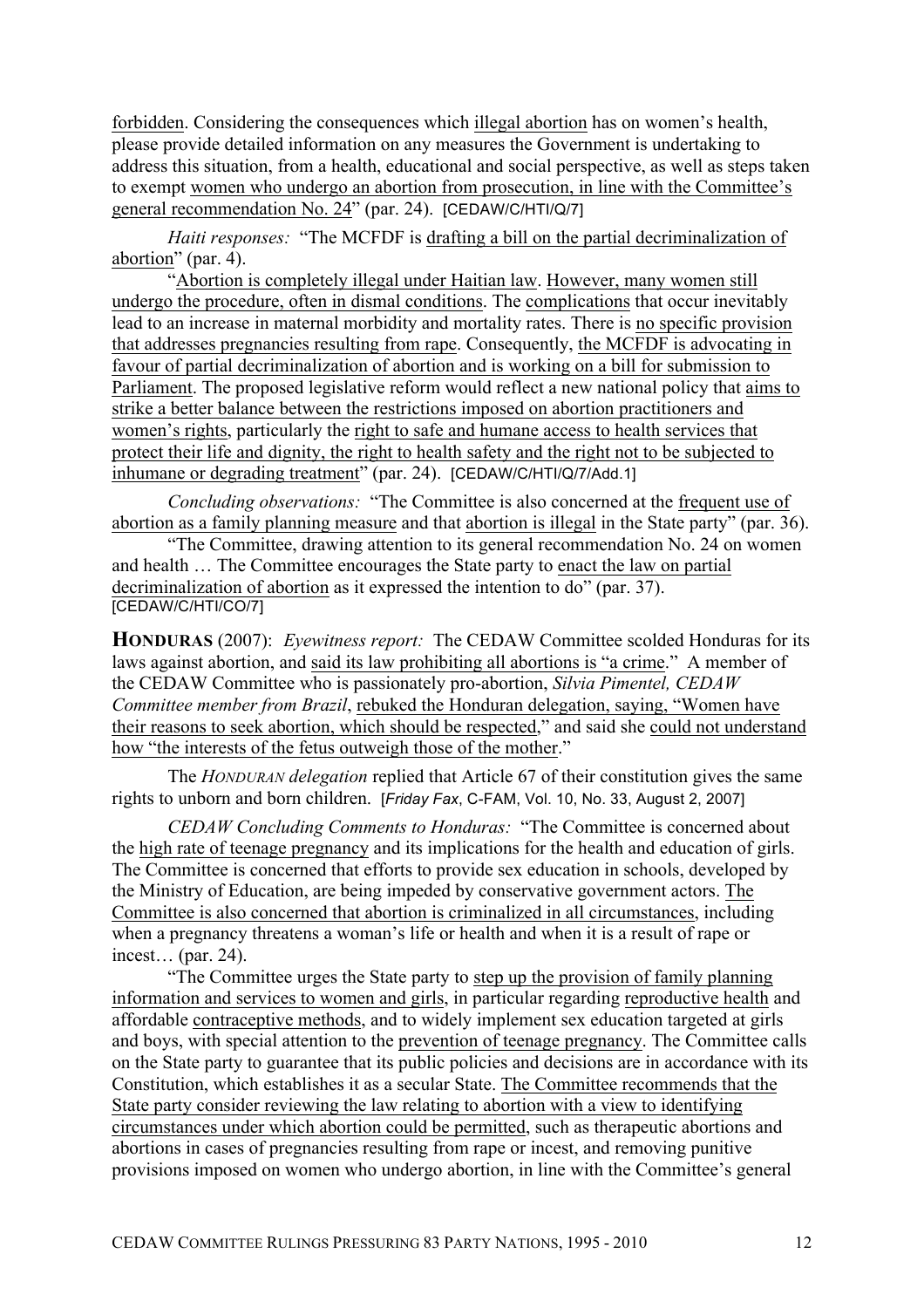forbidden. Considering the consequences which illegal abortion has on women's health, please provide detailed information on any measures the Government is undertaking to address this situation, from a health, educational and social perspective, as well as steps taken to exempt women who undergo an abortion from prosecution, in line with the Committee's general recommendation No. 24" (par. 24). [CEDAW/C/HTI/Q/7]

*Haiti responses:* "The MCFDF is drafting a bill on the partial decriminalization of abortion" (par. 4).

"Abortion is completely illegal under Haitian law. However, many women still undergo the procedure, often in dismal conditions. The complications that occur inevitably lead to an increase in maternal morbidity and mortality rates. There is no specific provision that addresses pregnancies resulting from rape. Consequently, the MCFDF is advocating in favour of partial decriminalization of abortion and is working on a bill for submission to Parliament. The proposed legislative reform would reflect a new national policy that aims to strike a better balance between the restrictions imposed on abortion practitioners and women's rights, particularly the right to safe and humane access to health services that protect their life and dignity, the right to health safety and the right not to be subjected to inhumane or degrading treatment" (par. 24). [CEDAW/C/HTI/Q/7/Add.1]

*Concluding observations:* "The Committee is also concerned at the frequent use of abortion as a family planning measure and that abortion is illegal in the State party" (par. 36).

"The Committee, drawing attention to its general recommendation No. 24 on women and health … The Committee encourages the State party to enact the law on partial decriminalization of abortion as it expressed the intention to do" (par. 37). [CEDAW/C/HTI/CO/7]

**HONDURAS** (2007): *Eyewitness report:* The CEDAW Committee scolded Honduras for its laws against abortion, and said its law prohibiting all abortions is "a crime." A member of the CEDAW Committee who is passionately pro-abortion, *Silvia Pimentel, CEDAW Committee member from Brazil*, rebuked the Honduran delegation, saying, "Women have their reasons to seek abortion, which should be respected," and said she could not understand how "the interests of the fetus outweigh those of the mother."

The *HONDURAN delegation* replied that Article 67 of their constitution gives the same rights to unborn and born children. [*Friday Fax*, C-FAM, Vol. 10, No. 33, August 2, 2007]

*CEDAW Concluding Comments to Honduras:* "The Committee is concerned about the high rate of teenage pregnancy and its implications for the health and education of girls. The Committee is concerned that efforts to provide sex education in schools, developed by the Ministry of Education, are being impeded by conservative government actors. The Committee is also concerned that abortion is criminalized in all circumstances, including when a pregnancy threatens a woman's life or health and when it is a result of rape or incest… (par. 24).

"The Committee urges the State party to step up the provision of family planning information and services to women and girls, in particular regarding reproductive health and affordable contraceptive methods, and to widely implement sex education targeted at girls and boys, with special attention to the prevention of teenage pregnancy. The Committee calls on the State party to guarantee that its public policies and decisions are in accordance with its Constitution, which establishes it as a secular State. The Committee recommends that the State party consider reviewing the law relating to abortion with a view to identifying circumstances under which abortion could be permitted, such as therapeutic abortions and abortions in cases of pregnancies resulting from rape or incest, and removing punitive provisions imposed on women who undergo abortion, in line with the Committee's general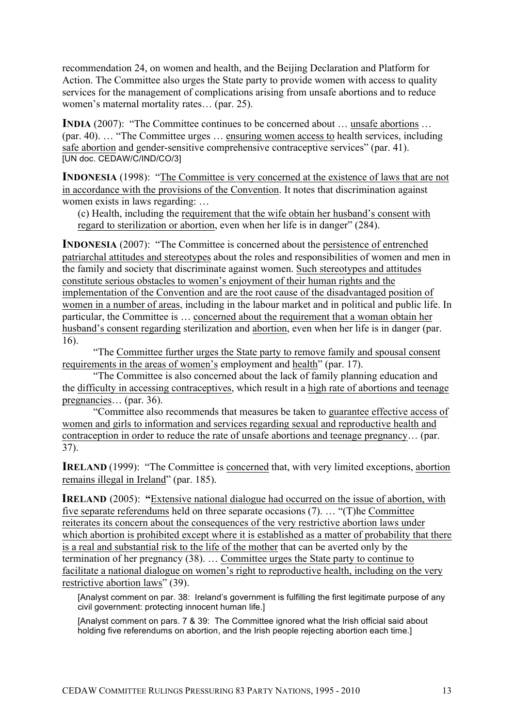recommendation 24, on women and health, and the Beijing Declaration and Platform for Action. The Committee also urges the State party to provide women with access to quality services for the management of complications arising from unsafe abortions and to reduce women's maternal mortality rates… (par. 25).

**INDIA** (2007): "The Committee continues to be concerned about … unsafe abortions … (par. 40). … "The Committee urges … ensuring women access to health services, including safe abortion and gender-sensitive comprehensive contraceptive services" (par. 41). [UN doc. CEDAW/C/IND/CO/3]

**INDONESIA** (1998): "The Committee is very concerned at the existence of laws that are not in accordance with the provisions of the Convention. It notes that discrimination against women exists in laws regarding: …

(c) Health, including the requirement that the wife obtain her husband's consent with regard to sterilization or abortion, even when her life is in danger" (284).

**INDONESIA** (2007): "The Committee is concerned about the persistence of entrenched patriarchal attitudes and stereotypes about the roles and responsibilities of women and men in the family and society that discriminate against women. Such stereotypes and attitudes constitute serious obstacles to women's enjoyment of their human rights and the implementation of the Convention and are the root cause of the disadvantaged position of women in a number of areas, including in the labour market and in political and public life. In particular, the Committee is … concerned about the requirement that a woman obtain her husband's consent regarding sterilization and abortion, even when her life is in danger (par. 16).

"The Committee further urges the State party to remove family and spousal consent requirements in the areas of women's employment and health" (par. 17).

"The Committee is also concerned about the lack of family planning education and the difficulty in accessing contraceptives, which result in a high rate of abortions and teenage pregnancies… (par. 36).

"Committee also recommends that measures be taken to guarantee effective access of women and girls to information and services regarding sexual and reproductive health and contraception in order to reduce the rate of unsafe abortions and teenage pregnancy… (par. 37).

**IRELAND** (1999): "The Committee is concerned that, with very limited exceptions, abortion remains illegal in Ireland" (par. 185).

**IRELAND** (2005): **"**Extensive national dialogue had occurred on the issue of abortion, with five separate referendums held on three separate occasions (7). … "(T)he Committee reiterates its concern about the consequences of the very restrictive abortion laws under which abortion is prohibited except where it is established as a matter of probability that there is a real and substantial risk to the life of the mother that can be averted only by the termination of her pregnancy (38). … Committee urges the State party to continue to facilitate a national dialogue on women's right to reproductive health, including on the very restrictive abortion laws" (39).

[Analyst comment on par. 38: Ireland's government is fulfilling the first legitimate purpose of any civil government: protecting innocent human life.]

[Analyst comment on pars. 7 & 39: The Committee ignored what the Irish official said about holding five referendums on abortion, and the Irish people rejecting abortion each time.]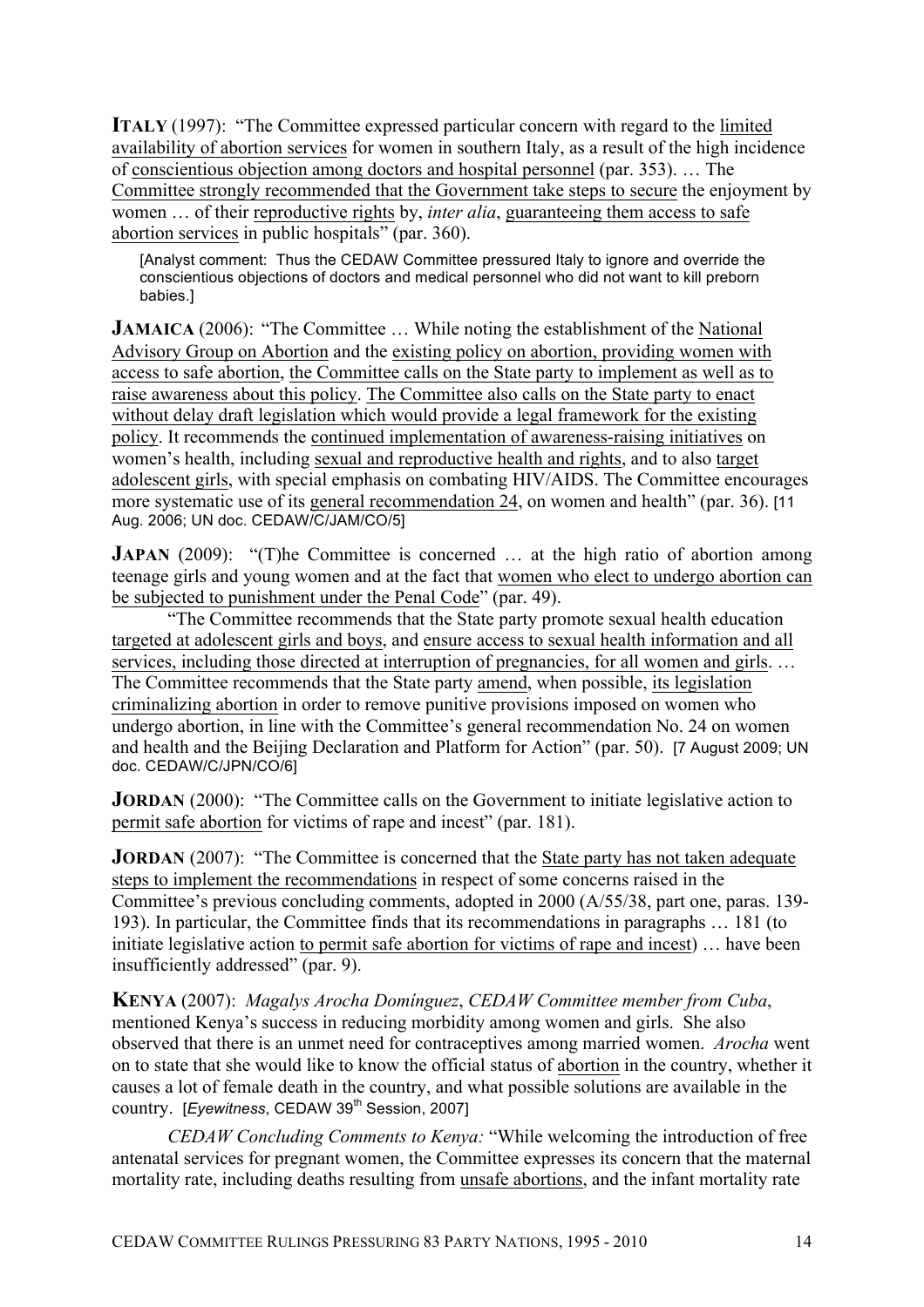**ITALY** (1997): "The Committee expressed particular concern with regard to the limited availability of abortion services for women in southern Italy, as a result of the high incidence of conscientious objection among doctors and hospital personnel (par. 353). … The Committee strongly recommended that the Government take steps to secure the enjoyment by women … of their reproductive rights by, *inter alia*, guaranteeing them access to safe abortion services in public hospitals" (par. 360).

> [Analyst comment: Thus the CEDAW Committee pressured Italy to ignore and override the conscientious objections of doctors and medical personnel who did not want to kill preborn babies.]

**JAMAICA** (2006): "The Committee … While noting the establishment of the National Advisory Group on Abortion and the existing policy on abortion, providing women with access to safe abortion, the Committee calls on the State party to implement as well as to raise awareness about this policy. The Committee also calls on the State party to enact without delay draft legislation which would provide a legal framework for the existing policy. It recommends the continued implementation of awareness-raising initiatives on women's health, including sexual and reproductive health and rights, and to also target adolescent girls, with special emphasis on combating HIV/AIDS. The Committee encourages more systematic use of its general recommendation 24, on women and health" (par. 36). [11 Aug. 2006; UN doc. CEDAW/C/JAM/CO/5]

**JAPAN** (2009): "(T)he Committee is concerned … at the high ratio of abortion among teenage girls and young women and at the fact that women who elect to undergo abortion can be subjected to punishment under the Penal Code" (par. 49).

"The Committee recommends that the State party promote sexual health education targeted at adolescent girls and boys, and ensure access to sexual health information and all services, including those directed at interruption of pregnancies, for all women and girls. … The Committee recommends that the State party amend, when possible, its legislation criminalizing abortion in order to remove punitive provisions imposed on women who undergo abortion, in line with the Committee's general recommendation No. 24 on women and health and the Beijing Declaration and Platform for Action" (par. 50). [7 August 2009; UN doc. CEDAW/C/JPN/CO/6]

**JORDAN** (2000): "The Committee calls on the Government to initiate legislative action to permit safe abortion for victims of rape and incest" (par. 181).

**JORDAN** (2007): "The Committee is concerned that the State party has not taken adequate steps to implement the recommendations in respect of some concerns raised in the Committee's previous concluding comments, adopted in 2000 (A/55/38, part one, paras. 139-193). In particular, the Committee finds that its recommendations in paragraphs … 181 (to initiate legislative action to permit safe abortion for victims of rape and incest) … have been insufficiently addressed" (par. 9).

**KENYA** (2007): *Magalys Arocha Domínguez*, *CEDAW Committee member from Cuba*, mentioned Kenya's success in reducing morbidity among women and girls. She also observed that there is an unmet need for contraceptives among married women. *Arocha* went on to state that she would like to know the official status of abortion in the country, whether it causes a lot of female death in the country, and what possible solutions are available in the country. [*Eyewitness*, CEDAW 39th Session, 2007]

*CEDAW Concluding Comments to Kenya:* "While welcoming the introduction of free antenatal services for pregnant women, the Committee expresses its concern that the maternal mortality rate, including deaths resulting from unsafe abortions, and the infant mortality rate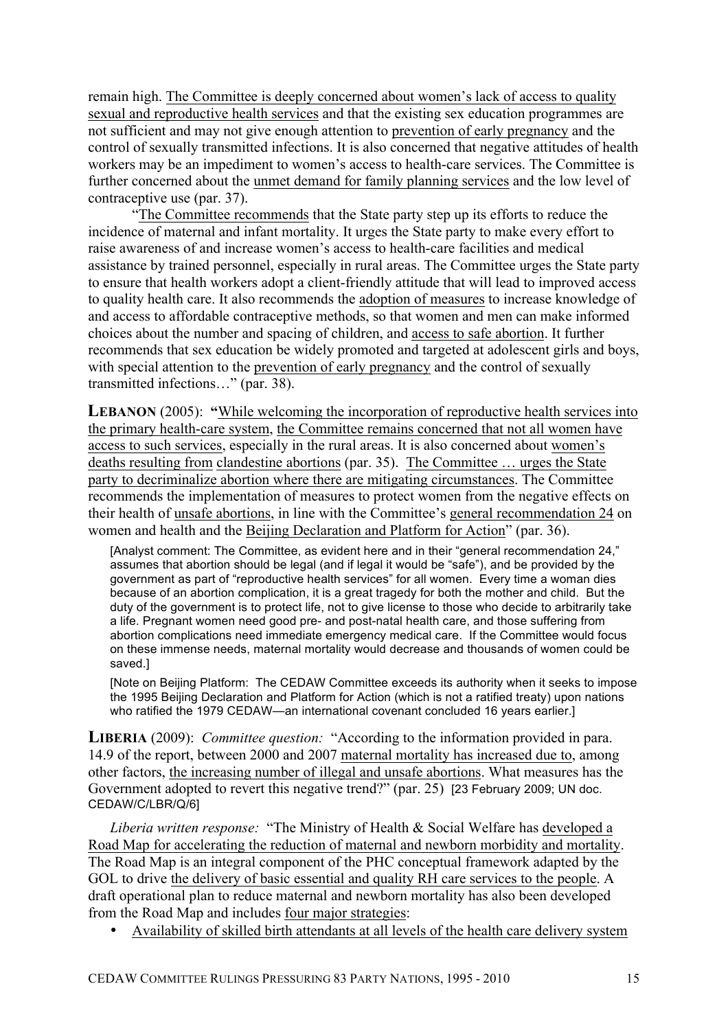remain high. The Committee is deeply concerned about women's lack of access to quality sexual and reproductive health services and that the existing sex education programmes are not sufficient and may not give enough attention to prevention of early pregnancy and the control of sexually transmitted infections. It is also concerned that negative attitudes of health workers may be an impediment to women's access to health-care services. The Committee is further concerned about the unmet demand for family planning services and the low level of contraceptive use (par. 37).

"The Committee recommends that the State party step up its efforts to reduce the incidence of maternal and infant mortality. It urges the State party to make every effort to raise awareness of and increase women's access to health-care facilities and medical assistance by trained personnel, especially in rural areas. The Committee urges the State party to ensure that health workers adopt a client-friendly attitude that will lead to improved access to quality health care. It also recommends the adoption of measures to increase knowledge of and access to affordable contraceptive methods, so that women and men can make informed choices about the number and spacing of children, and access to safe abortion. It further recommends that sex education be widely promoted and targeted at adolescent girls and boys, with special attention to the prevention of early pregnancy and the control of sexually transmitted infections…" (par. 38).

**LEBANON** (2005): **"**While welcoming the incorporation of reproductive health services into the primary health-care system, the Committee remains concerned that not all women have access to such services, especially in the rural areas. It is also concerned about women's deaths resulting from clandestine abortions (par. 35). The Committee … urges the State party to decriminalize abortion where there are mitigating circumstances. The Committee recommends the implementation of measures to protect women from the negative effects on their health of unsafe abortions, in line with the Committee's general recommendation 24 on women and health and the Beijing Declaration and Platform for Action" (par. 36).

[Analyst comment: The Committee, as evident here and in their "general recommendation 24," assumes that abortion should be legal (and if legal it would be "safe"), and be provided by the government as part of "reproductive health services" for all women. Every time a woman dies because of an abortion complication, it is a great tragedy for both the mother and child. But the duty of the government is to protect life, not to give license to those who decide to arbitrarily take a life. Pregnant women need good pre- and post-natal health care, and those suffering from abortion complications need immediate emergency medical care. If the Committee would focus on these immense needs, maternal mortality would decrease and thousands of women could be saved.]

[Note on Beijing Platform: The CEDAW Committee exceeds its authority when it seeks to impose the 1995 Beijing Declaration and Platform for Action (which is not a ratified treaty) upon nations who ratified the 1979 CEDAW—an international covenant concluded 16 years earlier.]

**LIBERIA** (2009): *Committee question:* "According to the information provided in para. 14.9 of the report, between 2000 and 2007 maternal mortality has increased due to, among other factors, the increasing number of illegal and unsafe abortions. What measures has the Government adopted to revert this negative trend?" (par. 25) [23 February 2009; UN doc. CEDAW/C/LBR/Q/6]

*Liberia written response:* "The Ministry of Health & Social Welfare has developed a Road Map for accelerating the reduction of maternal and newborn morbidity and mortality. The Road Map is an integral component of the PHC conceptual framework adapted by the GOL to drive the delivery of basic essential and quality RH care services to the people. A draft operational plan to reduce maternal and newborn mortality has also been developed from the Road Map and includes four major strategies:

- Availability of skilled birth attendants at all levels of the health care delivery system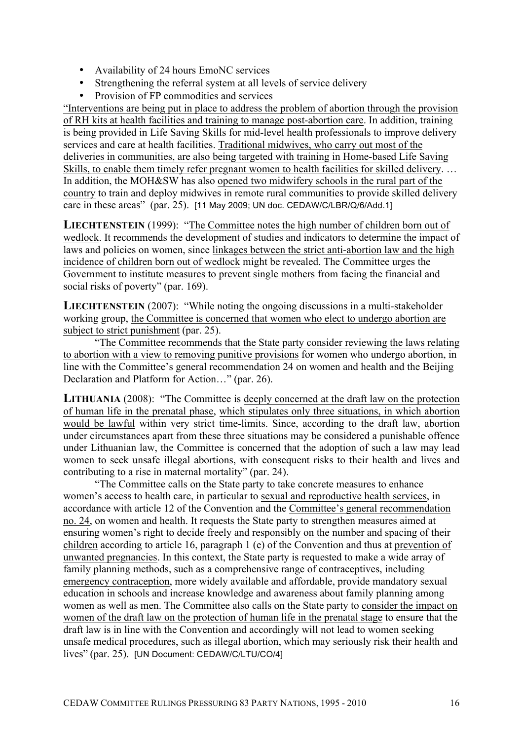- Availability of 24 hours EmoNC services
- Strengthening the referral system at all levels of service delivery
- Provision of FP commodities and services

"Interventions are being put in place to address the problem of abortion through the provision of RH kits at health facilities and training to manage post-abortion care. In addition, training is being provided in Life Saving Skills for mid-level health professionals to improve delivery services and care at health facilities. Traditional midwives, who carry out most of the deliveries in communities, are also being targeted with training in Home-based Life Saving Skills, to enable them timely refer pregnant women to health facilities for skilled delivery. … In addition, the MOH&SW has also opened two midwifery schools in the rural part of the country to train and deploy midwives in remote rural communities to provide skilled delivery care in these areas" (par. 25). [11 May 2009; UN doc. CEDAW/C/LBR/Q/6/Add.1]

**LIECHTENSTEIN** (1999): "The Committee notes the high number of children born out of wedlock. It recommends the development of studies and indicators to determine the impact of laws and policies on women, since linkages between the strict anti-abortion law and the high incidence of children born out of wedlock might be revealed. The Committee urges the Government to institute measures to prevent single mothers from facing the financial and social risks of poverty" (par. 169).

**LIECHTENSTEIN** (2007): "While noting the ongoing discussions in a multi-stakeholder working group, the Committee is concerned that women who elect to undergo abortion are subject to strict punishment (par. 25).

"The Committee recommends that the State party consider reviewing the laws relating to abortion with a view to removing punitive provisions for women who undergo abortion, in line with the Committee's general recommendation 24 on women and health and the Beijing Declaration and Platform for Action…" (par. 26).

**LITHUANIA** (2008): "The Committee is deeply concerned at the draft law on the protection of human life in the prenatal phase, which stipulates only three situations, in which abortion would be lawful within very strict time-limits. Since, according to the draft law, abortion under circumstances apart from these three situations may be considered a punishable offence under Lithuanian law, the Committee is concerned that the adoption of such a law may lead women to seek unsafe illegal abortions, with consequent risks to their health and lives and contributing to a rise in maternal mortality" (par. 24).

"The Committee calls on the State party to take concrete measures to enhance women's access to health care, in particular to sexual and reproductive health services, in accordance with article 12 of the Convention and the Committee's general recommendation no. 24, on women and health. It requests the State party to strengthen measures aimed at ensuring women's right to decide freely and responsibly on the number and spacing of their children according to article 16, paragraph 1 (e) of the Convention and thus at prevention of unwanted pregnancies. In this context, the State party is requested to make a wide array of family planning methods, such as a comprehensive range of contraceptives, including emergency contraception, more widely available and affordable, provide mandatory sexual education in schools and increase knowledge and awareness about family planning among women as well as men. The Committee also calls on the State party to consider the impact on women of the draft law on the protection of human life in the prenatal stage to ensure that the draft law is in line with the Convention and accordingly will not lead to women seeking unsafe medical procedures, such as illegal abortion, which may seriously risk their health and lives" (par. 25). [UN Document: CEDAW/C/LTU/CO/4]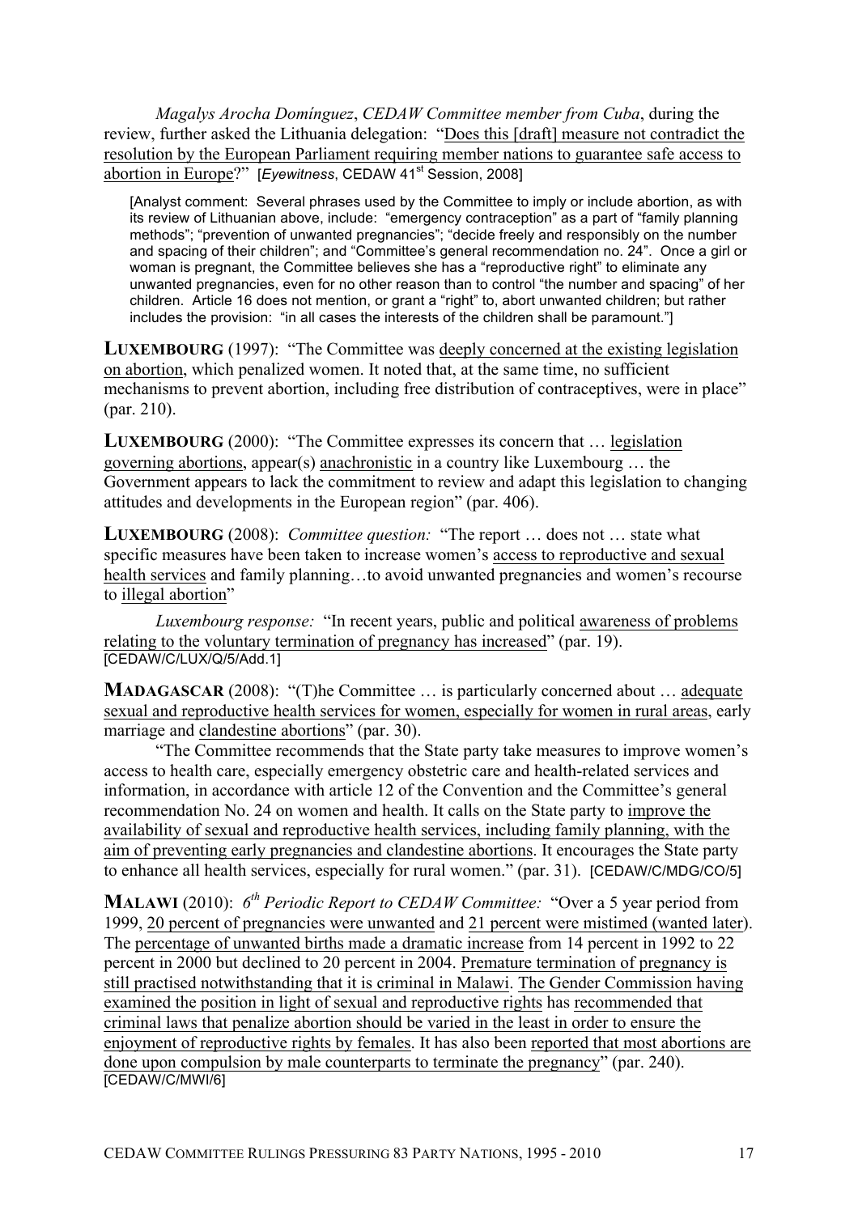*Magalys Arocha Domínguez*, *CEDAW Committee member from Cuba*, during the review, further asked the Lithuania delegation: "Does this [draft] measure not contradict the resolution by the European Parliament requiring member nations to guarantee safe access to abortion in Europe?" [*Eyewitness*, CEDAW 41st Session, 2008]

> [Analyst comment: Several phrases used by the Committee to imply or include abortion, as with its review of Lithuanian above, include: "emergency contraception" as a part of "family planning methods"; "prevention of unwanted pregnancies"; "decide freely and responsibly on the number and spacing of their children"; and "Committee's general recommendation no. 24". Once a girl or woman is pregnant, the Committee believes she has a "reproductive right" to eliminate any unwanted pregnancies, even for no other reason than to control "the number and spacing" of her children. Article 16 does not mention, or grant a "right" to, abort unwanted children; but rather includes the provision: "in all cases the interests of the children shall be paramount."]

**LUXEMBOURG** (1997): "The Committee was deeply concerned at the existing legislation on abortion, which penalized women. It noted that, at the same time, no sufficient mechanisms to prevent abortion, including free distribution of contraceptives, were in place" (par. 210).

**LUXEMBOURG** (2000): "The Committee expresses its concern that … legislation governing abortions, appear(s) anachronistic in a country like Luxembourg … the Government appears to lack the commitment to review and adapt this legislation to changing attitudes and developments in the European region" (par. 406).

**LUXEMBOURG** (2008): *Committee question:* "The report … does not … state what specific measures have been taken to increase women's access to reproductive and sexual health services and family planning…to avoid unwanted pregnancies and women's recourse to illegal abortion"

*Luxembourg response:* "In recent years, public and political awareness of problems relating to the voluntary termination of pregnancy has increased" (par. 19). [CEDAW/C/LUX/Q/5/Add.1]

**MADAGASCAR** (2008): "(T)he Committee … is particularly concerned about … adequate sexual and reproductive health services for women, especially for women in rural areas, early marriage and clandestine abortions" (par. 30).

"The Committee recommends that the State party take measures to improve women's access to health care, especially emergency obstetric care and health-related services and information, in accordance with article 12 of the Convention and the Committee's general recommendation No. 24 on women and health. It calls on the State party to improve the availability of sexual and reproductive health services, including family planning, with the aim of preventing early pregnancies and clandestine abortions. It encourages the State party to enhance all health services, especially for rural women." (par. 31). [CEDAW/C/MDG/CO/5]

**MALAWI** (2010): *6th Periodic Report to CEDAW Committee:* "Over a 5 year period from 1999, 20 percent of pregnancies were unwanted and 21 percent were mistimed (wanted later). The percentage of unwanted births made a dramatic increase from 14 percent in 1992 to 22 percent in 2000 but declined to 20 percent in 2004. Premature termination of pregnancy is still practised notwithstanding that it is criminal in Malawi. The Gender Commission having examined the position in light of sexual and reproductive rights has recommended that criminal laws that penalize abortion should be varied in the least in order to ensure the enjoyment of reproductive rights by females. It has also been reported that most abortions are done upon compulsion by male counterparts to terminate the pregnancy" (par. 240). [CEDAW/C/MWI/6]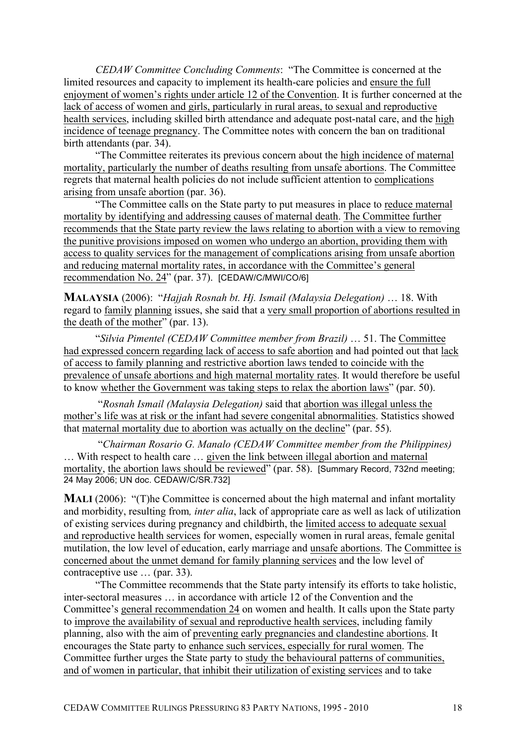*CEDAW Committee Concluding Comments*: "The Committee is concerned at the limited resources and capacity to implement its health-care policies and ensure the full enjoyment of women's rights under article 12 of the Convention. It is further concerned at the lack of access of women and girls, particularly in rural areas, to sexual and reproductive health services, including skilled birth attendance and adequate post-natal care, and the high incidence of teenage pregnancy. The Committee notes with concern the ban on traditional birth attendants (par. 34).

"The Committee reiterates its previous concern about the high incidence of maternal mortality, particularly the number of deaths resulting from unsafe abortions. The Committee regrets that maternal health policies do not include sufficient attention to complications arising from unsafe abortion (par. 36).

"The Committee calls on the State party to put measures in place to reduce maternal mortality by identifying and addressing causes of maternal death. The Committee further recommends that the State party review the laws relating to abortion with a view to removing the punitive provisions imposed on women who undergo an abortion, providing them with access to quality services for the management of complications arising from unsafe abortion and reducing maternal mortality rates, in accordance with the Committee's general recommendation No. 24" (par. 37). [CEDAW/C/MWI/CO/6]

**MALAYSIA** (2006): "*Hajjah Rosnah bt. Hj. Ismail (Malaysia Delegation)* … 18. With regard to family planning issues, she said that a very small proportion of abortions resulted in the death of the mother" (par. 13).

"*Silvia Pimentel (CEDAW Committee member from Brazil)* … 51. The Committee had expressed concern regarding lack of access to safe abortion and had pointed out that lack of access to family planning and restrictive abortion laws tended to coincide with the prevalence of unsafe abortions and high maternal mortality rates. It would therefore be useful to know whether the Government was taking steps to relax the abortion laws" (par. 50).

"*Rosnah Ismail (Malaysia Delegation)* said that abortion was illegal unless the mother's life was at risk or the infant had severe congenital abnormalities. Statistics showed that maternal mortality due to abortion was actually on the decline" (par. 55).

"*Chairman Rosario G. Manalo (CEDAW Committee member from the Philippines)* … With respect to health care … given the link between illegal abortion and maternal mortality, the abortion laws should be reviewed" (par. 58). [Summary Record, 732nd meeting; 24 May 2006; UN doc. CEDAW/C/SR.732]

**MALI** (2006): "(T)he Committee is concerned about the high maternal and infant mortality and morbidity, resulting from*, inter alia*, lack of appropriate care as well as lack of utilization of existing services during pregnancy and childbirth, the limited access to adequate sexual and reproductive health services for women, especially women in rural areas, female genital mutilation, the low level of education, early marriage and unsafe abortions. The Committee is concerned about the unmet demand for family planning services and the low level of contraceptive use … (par. 33).

"The Committee recommends that the State party intensify its efforts to take holistic, inter-sectoral measures … in accordance with article 12 of the Convention and the Committee's general recommendation 24 on women and health. It calls upon the State party to improve the availability of sexual and reproductive health services, including family planning, also with the aim of preventing early pregnancies and clandestine abortions. It encourages the State party to enhance such services, especially for rural women. The Committee further urges the State party to study the behavioural patterns of communities, and of women in particular, that inhibit their utilization of existing services and to take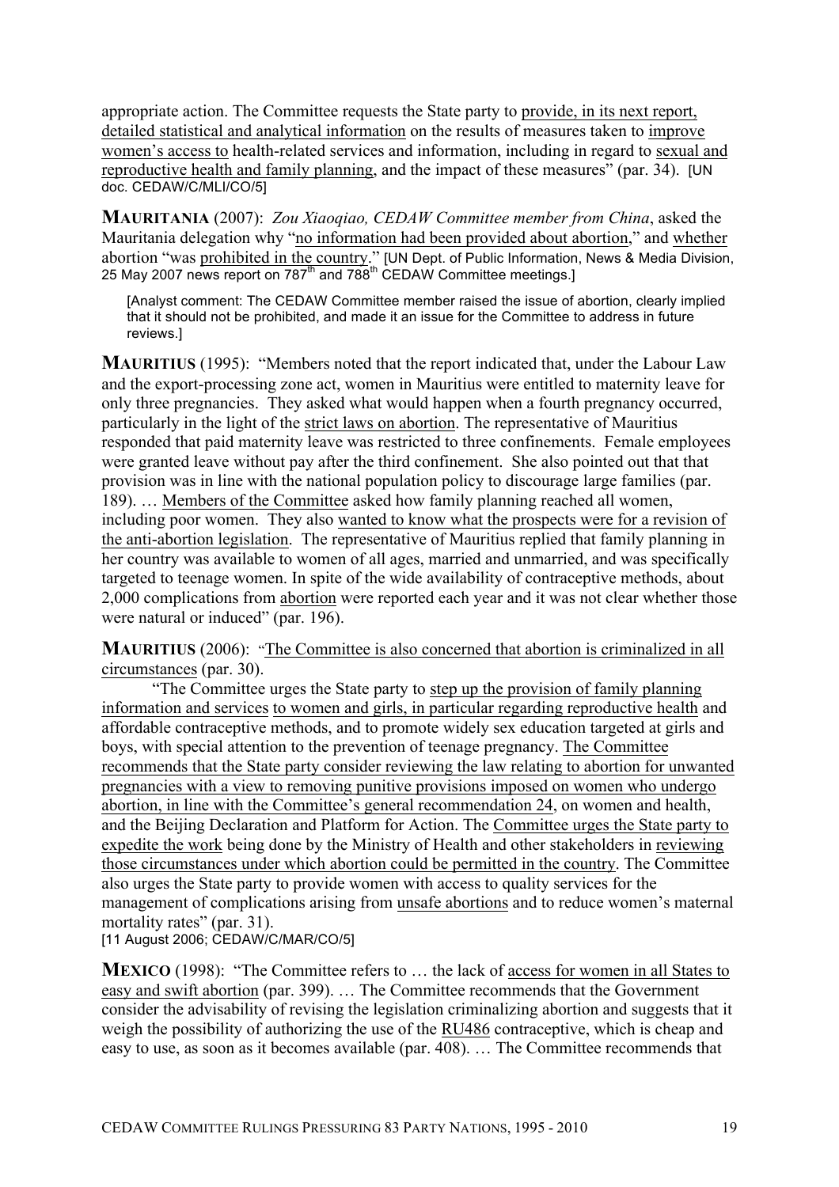appropriate action. The Committee requests the State party to provide, in its next report, detailed statistical and analytical information on the results of measures taken to improve women's access to health-related services and information, including in regard to sexual and reproductive health and family planning, and the impact of these measures" (par. 34). [UN doc. CEDAW/C/MLI/CO/5]

**MAURITANIA** (2007): *Zou Xiaoqiao, CEDAW Committee member from China*, asked the Mauritania delegation why "no information had been provided about abortion," and whether abortion "was prohibited in the country." [UN Dept. of Public Information, News & Media Division, 25 May 2007 news report on 787th and 788th CEDAW Committee meetings.]

> [Analyst comment: The CEDAW Committee member raised the issue of abortion, clearly implied that it should not be prohibited, and made it an issue for the Committee to address in future reviews.]

**MAURITIUS** (1995): "Members noted that the report indicated that, under the Labour Law and the export-processing zone act, women in Mauritius were entitled to maternity leave for only three pregnancies. They asked what would happen when a fourth pregnancy occurred, particularly in the light of the strict laws on abortion. The representative of Mauritius responded that paid maternity leave was restricted to three confinements. Female employees were granted leave without pay after the third confinement. She also pointed out that that provision was in line with the national population policy to discourage large families (par. 189). … Members of the Committee asked how family planning reached all women, including poor women. They also wanted to know what the prospects were for a revision of the anti-abortion legislation. The representative of Mauritius replied that family planning in her country was available to women of all ages, married and unmarried, and was specifically targeted to teenage women. In spite of the wide availability of contraceptive methods, about 2,000 complications from abortion were reported each year and it was not clear whether those were natural or induced" (par. 196).

**MAURITIUS** (2006): "The Committee is also concerned that abortion is criminalized in all circumstances (par. 30).

"The Committee urges the State party to step up the provision of family planning information and services to women and girls, in particular regarding reproductive health and affordable contraceptive methods, and to promote widely sex education targeted at girls and boys, with special attention to the prevention of teenage pregnancy. The Committee recommends that the State party consider reviewing the law relating to abortion for unwanted pregnancies with a view to removing punitive provisions imposed on women who undergo abortion, in line with the Committee's general recommendation 24, on women and health, and the Beijing Declaration and Platform for Action. The Committee urges the State party to expedite the work being done by the Ministry of Health and other stakeholders in reviewing those circumstances under which abortion could be permitted in the country. The Committee also urges the State party to provide women with access to quality services for the management of complications arising from unsafe abortions and to reduce women's maternal mortality rates" (par. 31).
[11 August 2006; CEDAW/C/MAR/CO/5]

**MEXICO** (1998): "The Committee refers to … the lack of access for women in all States to easy and swift abortion (par. 399). … The Committee recommends that the Government consider the advisability of revising the legislation criminalizing abortion and suggests that it weigh the possibility of authorizing the use of the RU486 contraceptive, which is cheap and easy to use, as soon as it becomes available (par. 408). … The Committee recommends that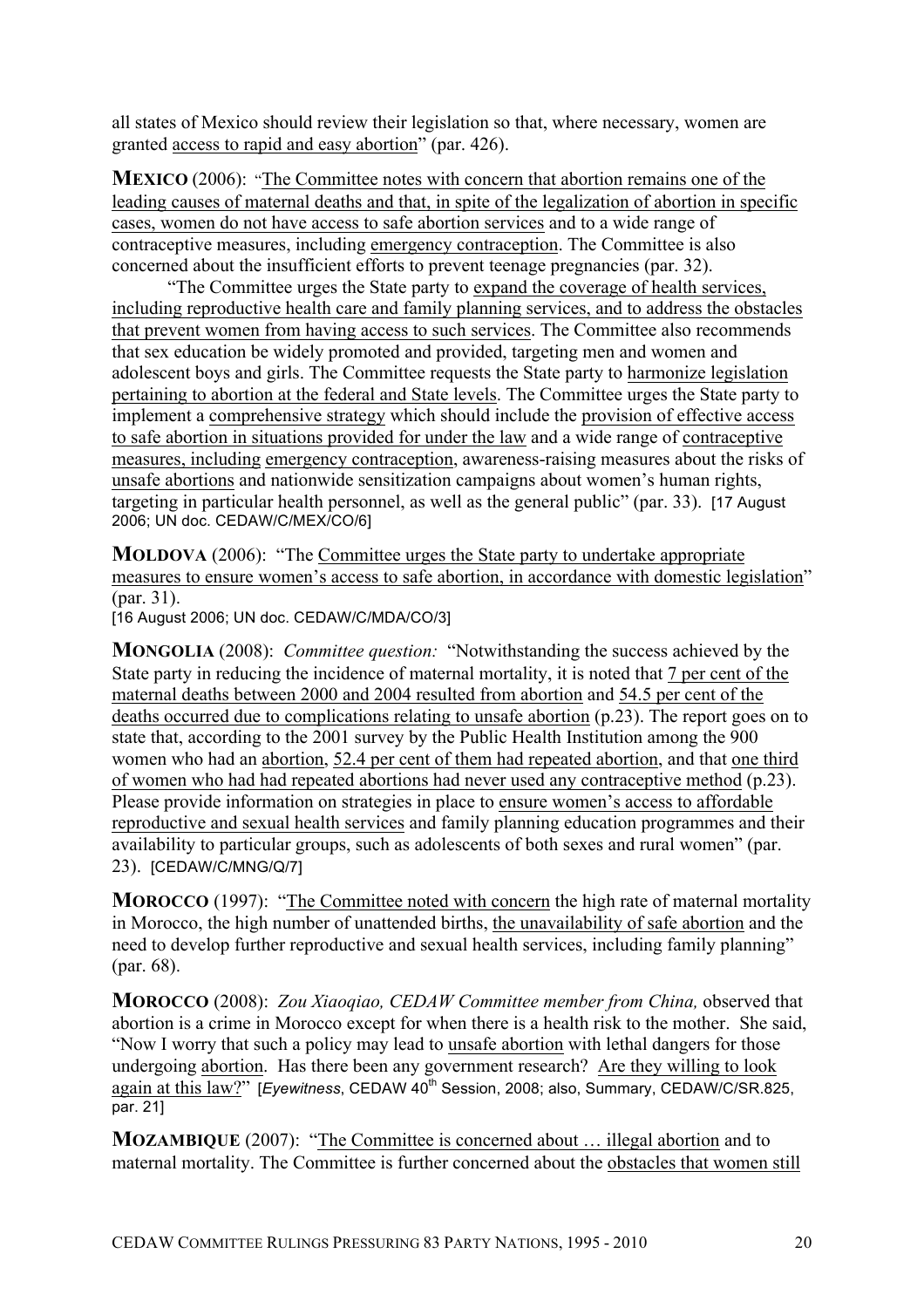all states of Mexico should review their legislation so that, where necessary, women are granted access to rapid and easy abortion" (par. 426).

**MEXICO** (2006): "The Committee notes with concern that abortion remains one of the leading causes of maternal deaths and that, in spite of the legalization of abortion in specific cases, women do not have access to safe abortion services and to a wide range of contraceptive measures, including emergency contraception. The Committee is also concerned about the insufficient efforts to prevent teenage pregnancies (par. 32).

"The Committee urges the State party to expand the coverage of health services, including reproductive health care and family planning services, and to address the obstacles that prevent women from having access to such services. The Committee also recommends that sex education be widely promoted and provided, targeting men and women and adolescent boys and girls. The Committee requests the State party to harmonize legislation pertaining to abortion at the federal and State levels. The Committee urges the State party to implement a comprehensive strategy which should include the provision of effective access to safe abortion in situations provided for under the law and a wide range of contraceptive measures, including emergency contraception, awareness-raising measures about the risks of unsafe abortions and nationwide sensitization campaigns about women's human rights, targeting in particular health personnel, as well as the general public" (par. 33). [17 August 2006; UN doc. CEDAW/C/MEX/CO/6]

**MOLDOVA** (2006): "The Committee urges the State party to undertake appropriate measures to ensure women's access to safe abortion, in accordance with domestic legislation" (par. 31).
[16 August 2006; UN doc. CEDAW/C/MDA/CO/3]

**MONGOLIA** (2008): *Committee question:* "Notwithstanding the success achieved by the State party in reducing the incidence of maternal mortality, it is noted that 7 per cent of the maternal deaths between 2000 and 2004 resulted from abortion and 54.5 per cent of the deaths occurred due to complications relating to unsafe abortion (p.23). The report goes on to state that, according to the 2001 survey by the Public Health Institution among the 900 women who had an abortion, 52.4 per cent of them had repeated abortion, and that one third of women who had had repeated abortions had never used any contraceptive method (p.23). Please provide information on strategies in place to ensure women's access to affordable reproductive and sexual health services and family planning education programmes and their availability to particular groups, such as adolescents of both sexes and rural women" (par. 23). [CEDAW/C/MNG/Q/7]

**MOROCCO** (1997): "The Committee noted with concern the high rate of maternal mortality in Morocco, the high number of unattended births, the unavailability of safe abortion and the need to develop further reproductive and sexual health services, including family planning" (par. 68).

**MOROCCO** (2008): *Zou Xiaoqiao, CEDAW Committee member from China,* observed that abortion is a crime in Morocco except for when there is a health risk to the mother. She said, "Now I worry that such a policy may lead to unsafe abortion with lethal dangers for those undergoing abortion. Has there been any government research? Are they willing to look again at this law?" [*Eyewitness*, CEDAW 40th Session, 2008; also, Summary, CEDAW/C/SR.825, par. 21]

**MOZAMBIQUE** (2007): "The Committee is concerned about … illegal abortion and to maternal mortality. The Committee is further concerned about the obstacles that women still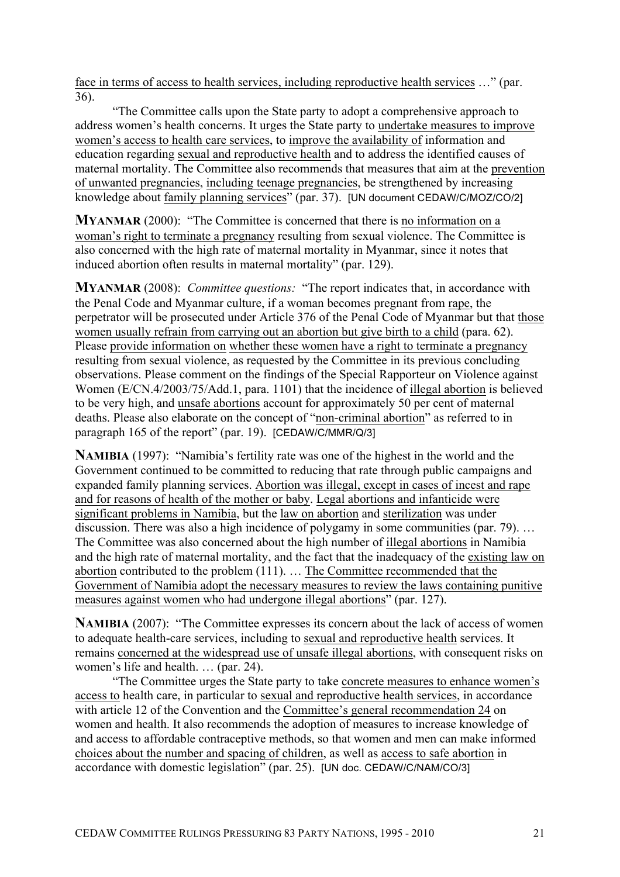face in terms of access to health services, including reproductive health services …" (par. 36).

"The Committee calls upon the State party to adopt a comprehensive approach to address women's health concerns. It urges the State party to undertake measures to improve women's access to health care services, to improve the availability of information and education regarding sexual and reproductive health and to address the identified causes of maternal mortality. The Committee also recommends that measures that aim at the prevention of unwanted pregnancies, including teenage pregnancies, be strengthened by increasing knowledge about family planning services" (par. 37). [UN document CEDAW/C/MOZ/CO/2]

**MYANMAR** (2000): "The Committee is concerned that there is no information on a woman's right to terminate a pregnancy resulting from sexual violence. The Committee is also concerned with the high rate of maternal mortality in Myanmar, since it notes that induced abortion often results in maternal mortality" (par. 129).

**MYANMAR** (2008): *Committee questions:* "The report indicates that, in accordance with the Penal Code and Myanmar culture, if a woman becomes pregnant from rape, the perpetrator will be prosecuted under Article 376 of the Penal Code of Myanmar but that those women usually refrain from carrying out an abortion but give birth to a child (para. 62). Please provide information on whether these women have a right to terminate a pregnancy resulting from sexual violence, as requested by the Committee in its previous concluding observations. Please comment on the findings of the Special Rapporteur on Violence against Women (E/CN.4/2003/75/Add.1, para. 1101) that the incidence of illegal abortion is believed to be very high, and unsafe abortions account for approximately 50 per cent of maternal deaths. Please also elaborate on the concept of "non-criminal abortion" as referred to in paragraph 165 of the report" (par. 19). [CEDAW/C/MMR/Q/3]

**NAMIBIA** (1997): "Namibia's fertility rate was one of the highest in the world and the Government continued to be committed to reducing that rate through public campaigns and expanded family planning services. Abortion was illegal, except in cases of incest and rape and for reasons of health of the mother or baby. Legal abortions and infanticide were significant problems in Namibia, but the law on abortion and sterilization was under discussion. There was also a high incidence of polygamy in some communities (par. 79). … The Committee was also concerned about the high number of illegal abortions in Namibia and the high rate of maternal mortality, and the fact that the inadequacy of the existing law on abortion contributed to the problem (111). … The Committee recommended that the Government of Namibia adopt the necessary measures to review the laws containing punitive measures against women who had undergone illegal abortions" (par. 127).

**NAMIBIA** (2007): "The Committee expresses its concern about the lack of access of women to adequate health-care services, including to sexual and reproductive health services. It remains concerned at the widespread use of unsafe illegal abortions, with consequent risks on women's life and health. … (par. 24).

"The Committee urges the State party to take concrete measures to enhance women's access to health care, in particular to sexual and reproductive health services, in accordance with article 12 of the Convention and the Committee's general recommendation 24 on women and health. It also recommends the adoption of measures to increase knowledge of and access to affordable contraceptive methods, so that women and men can make informed choices about the number and spacing of children, as well as access to safe abortion in accordance with domestic legislation" (par. 25). [UN doc. CEDAW/C/NAM/CO/3]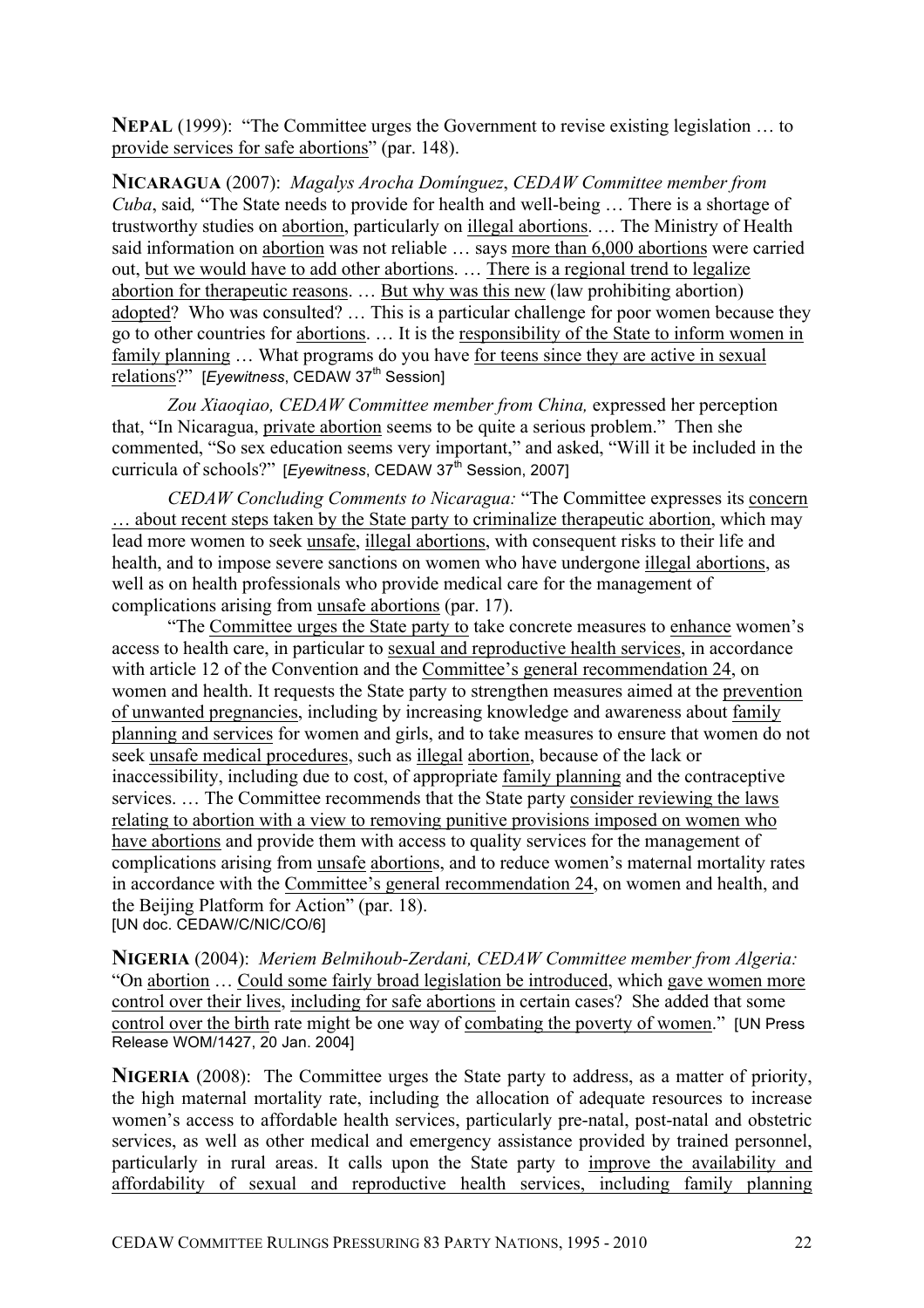**NEPAL** (1999): "The Committee urges the Government to revise existing legislation … to provide services for safe abortions" (par. 148).

**NICARAGUA** (2007): *Magalys Arocha Domínguez*, *CEDAW Committee member from Cuba*, said*,* "The State needs to provide for health and well-being … There is a shortage of trustworthy studies on abortion, particularly on illegal abortions. … The Ministry of Health said information on abortion was not reliable … says more than 6,000 abortions were carried out, but we would have to add other abortions. … There is a regional trend to legalize abortion for therapeutic reasons. … But why was this new (law prohibiting abortion) adopted? Who was consulted? … This is a particular challenge for poor women because they go to other countries for abortions. … It is the responsibility of the State to inform women in family planning … What programs do you have for teens since they are active in sexual relations?" [*Eyewitness*, CEDAW 37th Session]

*Zou Xiaoqiao, CEDAW Committee member from China,* expressed her perception that, "In Nicaragua, private abortion seems to be quite a serious problem." Then she commented, "So sex education seems very important," and asked, "Will it be included in the curricula of schools?" [*Eyewitness*, CEDAW 37th Session, 2007]

*CEDAW Concluding Comments to Nicaragua:* "The Committee expresses its concern … about recent steps taken by the State party to criminalize therapeutic abortion, which may lead more women to seek unsafe, illegal abortions, with consequent risks to their life and health, and to impose severe sanctions on women who have undergone illegal abortions, as well as on health professionals who provide medical care for the management of complications arising from unsafe abortions (par. 17).

"The Committee urges the State party to take concrete measures to enhance women's access to health care, in particular to sexual and reproductive health services, in accordance with article 12 of the Convention and the Committee's general recommendation 24, on women and health. It requests the State party to strengthen measures aimed at the prevention of unwanted pregnancies, including by increasing knowledge and awareness about family planning and services for women and girls, and to take measures to ensure that women do not seek unsafe medical procedures, such as illegal abortion, because of the lack or inaccessibility, including due to cost, of appropriate family planning and the contraceptive services. … The Committee recommends that the State party consider reviewing the laws relating to abortion with a view to removing punitive provisions imposed on women who have abortions and provide them with access to quality services for the management of complications arising from unsafe abortions, and to reduce women's maternal mortality rates in accordance with the Committee's general recommendation 24, on women and health, and the Beijing Platform for Action" (par. 18).
[UN doc. CEDAW/C/NIC/CO/6]

**NIGERIA** (2004): *Meriem Belmihoub-Zerdani, CEDAW Committee member from Algeria:* "On abortion … Could some fairly broad legislation be introduced, which gave women more control over their lives, including for safe abortions in certain cases? She added that some control over the birth rate might be one way of combating the poverty of women." [UN Press Release WOM/1427, 20 Jan. 2004]

**NIGERIA** (2008): The Committee urges the State party to address, as a matter of priority, the high maternal mortality rate, including the allocation of adequate resources to increase women's access to affordable health services, particularly pre-natal, post-natal and obstetric services, as well as other medical and emergency assistance provided by trained personnel, particularly in rural areas. It calls upon the State party to improve the availability and affordability of sexual and reproductive health services, including family planning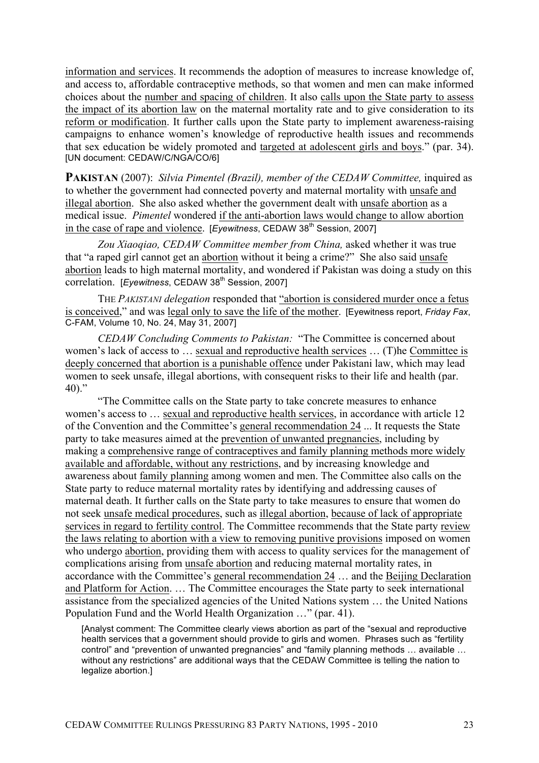information and services. It recommends the adoption of measures to increase knowledge of, and access to, affordable contraceptive methods, so that women and men can make informed choices about the number and spacing of children. It also calls upon the State party to assess the impact of its abortion law on the maternal mortality rate and to give consideration to its reform or modification. It further calls upon the State party to implement awareness-raising campaigns to enhance women's knowledge of reproductive health issues and recommends that sex education be widely promoted and targeted at adolescent girls and boys." (par. 34). [UN document: CEDAW/C/NGA/CO/6]

**PAKISTAN** (2007): *Silvia Pimentel (Brazil), member of the CEDAW Committee,* inquired as to whether the government had connected poverty and maternal mortality with unsafe and illegal abortion. She also asked whether the government dealt with unsafe abortion as a medical issue. *Pimentel* wondered if the anti-abortion laws would change to allow abortion in the case of rape and violence. [*Eyewitness*, CEDAW 38th Session, 2007]

*Zou Xiaoqiao, CEDAW Committee member from China,* asked whether it was true that "a raped girl cannot get an abortion without it being a crime?" She also said unsafe abortion leads to high maternal mortality, and wondered if Pakistan was doing a study on this correlation. [*Eyewitness*, CEDAW 38th Session, 2007]

THE *PAKISTANI delegation* responded that "abortion is considered murder once a fetus is conceived," and was legal only to save the life of the mother. [Eyewitness report, *Friday Fax*, C-FAM, Volume 10, No. 24, May 31, 2007]

*CEDAW Concluding Comments to Pakistan:* "The Committee is concerned about women's lack of access to … sexual and reproductive health services … (T)he Committee is deeply concerned that abortion is a punishable offence under Pakistani law, which may lead women to seek unsafe, illegal abortions, with consequent risks to their life and health (par. 40)."

"The Committee calls on the State party to take concrete measures to enhance women's access to … sexual and reproductive health services, in accordance with article 12 of the Convention and the Committee's general recommendation 24 ... It requests the State party to take measures aimed at the prevention of unwanted pregnancies, including by making a comprehensive range of contraceptives and family planning methods more widely available and affordable, without any restrictions, and by increasing knowledge and awareness about family planning among women and men. The Committee also calls on the State party to reduce maternal mortality rates by identifying and addressing causes of maternal death. It further calls on the State party to take measures to ensure that women do not seek unsafe medical procedures, such as illegal abortion, because of lack of appropriate services in regard to fertility control. The Committee recommends that the State party review the laws relating to abortion with a view to removing punitive provisions imposed on women who undergo abortion, providing them with access to quality services for the management of complications arising from unsafe abortion and reducing maternal mortality rates, in accordance with the Committee's general recommendation 24 … and the Beijing Declaration and Platform for Action. … The Committee encourages the State party to seek international assistance from the specialized agencies of the United Nations system … the United Nations Population Fund and the World Health Organization …" (par. 41).

[Analyst comment: The Committee clearly views abortion as part of the "sexual and reproductive health services that a government should provide to girls and women. Phrases such as "fertility control" and "prevention of unwanted pregnancies" and "family planning methods … available … without any restrictions" are additional ways that the CEDAW Committee is telling the nation to legalize abortion.]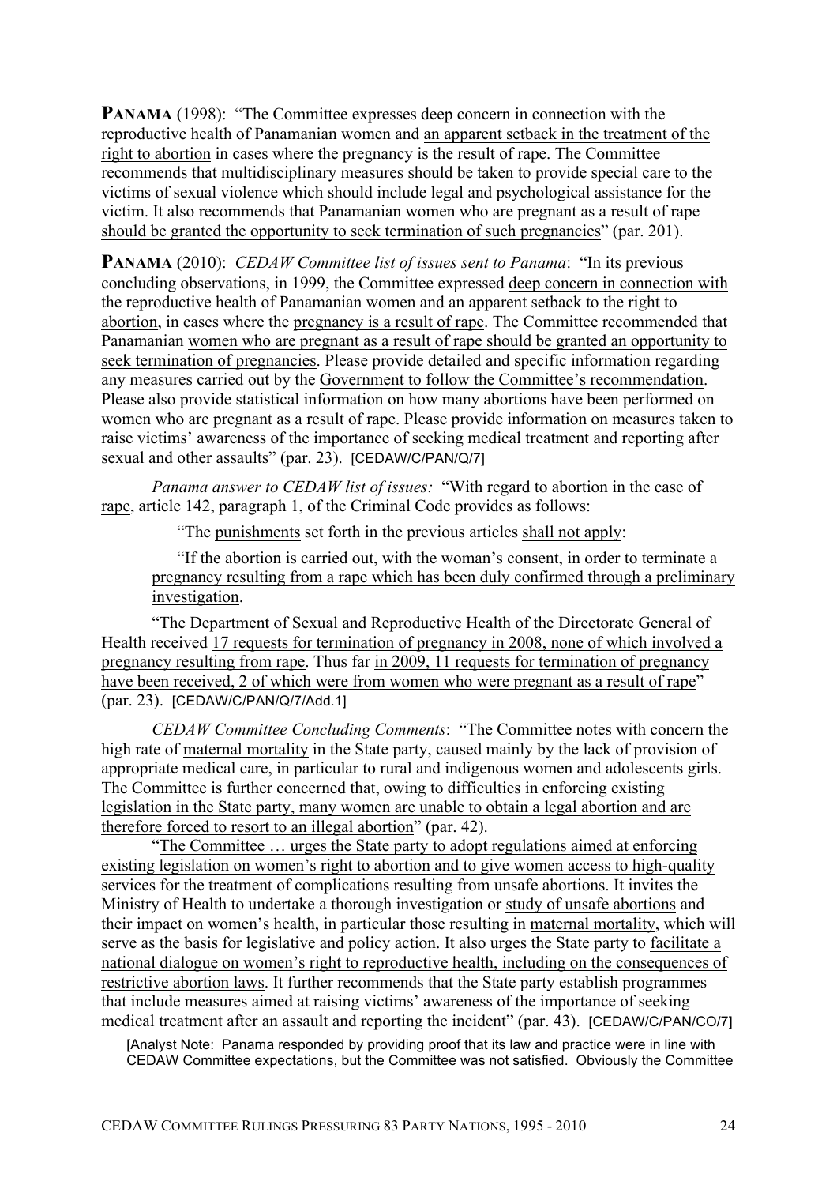**PANAMA** (1998): "The Committee expresses deep concern in connection with the reproductive health of Panamanian women and an apparent setback in the treatment of the right to abortion in cases where the pregnancy is the result of rape. The Committee recommends that multidisciplinary measures should be taken to provide special care to the victims of sexual violence which should include legal and psychological assistance for the victim. It also recommends that Panamanian women who are pregnant as a result of rape should be granted the opportunity to seek termination of such pregnancies" (par. 201).

**PANAMA** (2010): *CEDAW Committee list of issues sent to Panama*: "In its previous concluding observations, in 1999, the Committee expressed deep concern in connection with the reproductive health of Panamanian women and an apparent setback to the right to abortion, in cases where the pregnancy is a result of rape. The Committee recommended that Panamanian women who are pregnant as a result of rape should be granted an opportunity to seek termination of pregnancies. Please provide detailed and specific information regarding any measures carried out by the Government to follow the Committee's recommendation. Please also provide statistical information on how many abortions have been performed on women who are pregnant as a result of rape. Please provide information on measures taken to raise victims' awareness of the importance of seeking medical treatment and reporting after sexual and other assaults" (par. 23). [CEDAW/C/PAN/Q/7]

*Panama answer to CEDAW list of issues:* "With regard to abortion in the case of rape, article 142, paragraph 1, of the Criminal Code provides as follows:

"The punishments set forth in the previous articles shall not apply:

"If the abortion is carried out, with the woman's consent, in order to terminate a pregnancy resulting from a rape which has been duly confirmed through a preliminary investigation.

"The Department of Sexual and Reproductive Health of the Directorate General of Health received 17 requests for termination of pregnancy in 2008, none of which involved a pregnancy resulting from rape. Thus far in 2009, 11 requests for termination of pregnancy have been received, 2 of which were from women who were pregnant as a result of rape" (par. 23). [CEDAW/C/PAN/Q/7/Add.1]

*CEDAW Committee Concluding Comments*: "The Committee notes with concern the high rate of maternal mortality in the State party, caused mainly by the lack of provision of appropriate medical care, in particular to rural and indigenous women and adolescents girls. The Committee is further concerned that, owing to difficulties in enforcing existing legislation in the State party, many women are unable to obtain a legal abortion and are therefore forced to resort to an illegal abortion" (par. 42).

"The Committee … urges the State party to adopt regulations aimed at enforcing existing legislation on women's right to abortion and to give women access to high-quality services for the treatment of complications resulting from unsafe abortions. It invites the Ministry of Health to undertake a thorough investigation or study of unsafe abortions and their impact on women's health, in particular those resulting in maternal mortality, which will serve as the basis for legislative and policy action. It also urges the State party to facilitate a national dialogue on women's right to reproductive health, including on the consequences of restrictive abortion laws. It further recommends that the State party establish programmes that include measures aimed at raising victims' awareness of the importance of seeking medical treatment after an assault and reporting the incident" (par. 43). [CEDAW/C/PAN/CO/7]

[Analyst Note: Panama responded by providing proof that its law and practice were in line with CEDAW Committee expectations, but the Committee was not satisfied. Obviously the Committee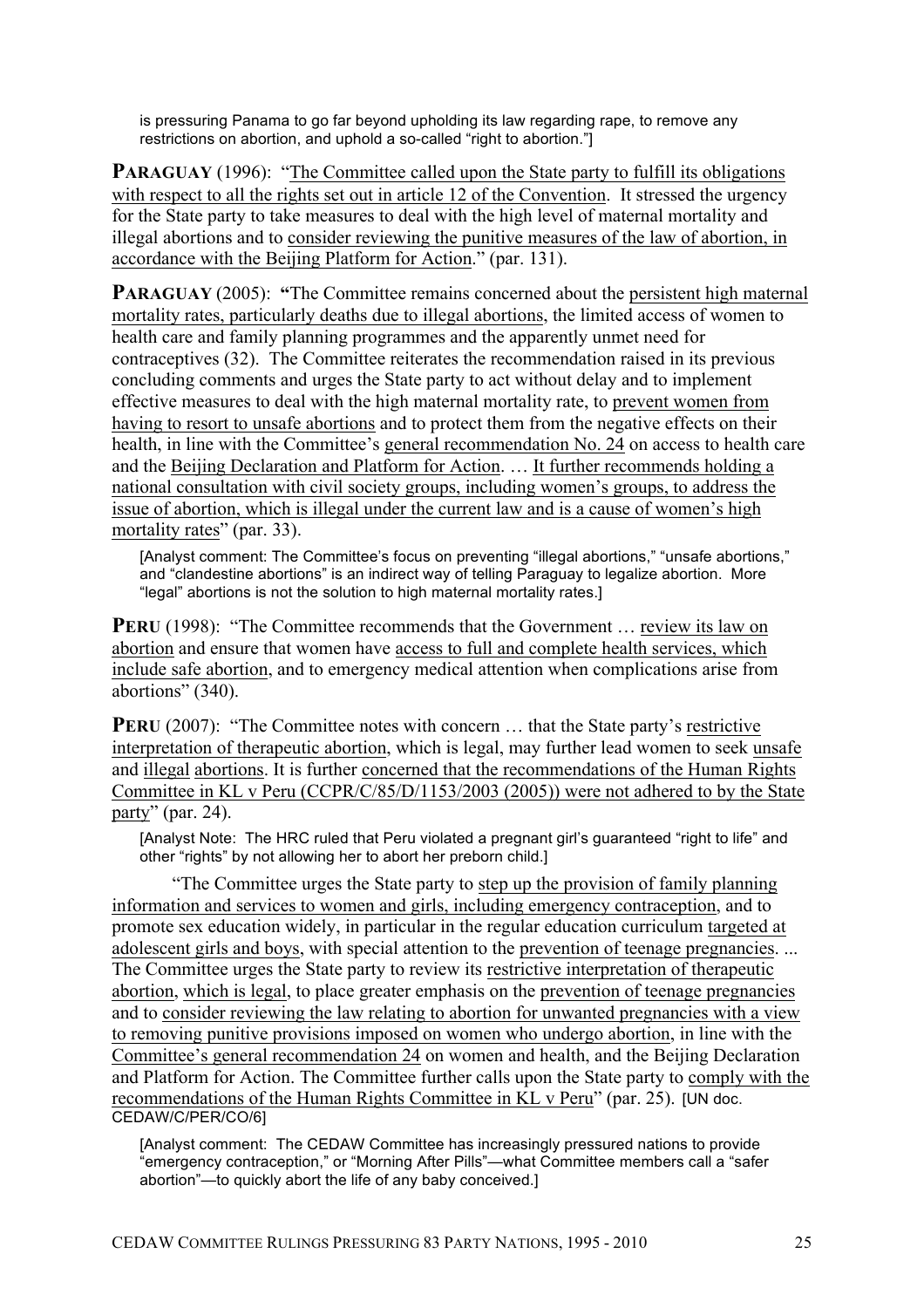is pressuring Panama to go far beyond upholding its law regarding rape, to remove any restrictions on abortion, and uphold a so-called "right to abortion."]

**PARAGUAY** (1996): "The Committee called upon the State party to fulfill its obligations with respect to all the rights set out in article 12 of the Convention. It stressed the urgency for the State party to take measures to deal with the high level of maternal mortality and illegal abortions and to consider reviewing the punitive measures of the law of abortion, in accordance with the Beijing Platform for Action." (par. 131).

**PARAGUAY** (2005): **"**The Committee remains concerned about the persistent high maternal mortality rates, particularly deaths due to illegal abortions, the limited access of women to health care and family planning programmes and the apparently unmet need for contraceptives (32). The Committee reiterates the recommendation raised in its previous concluding comments and urges the State party to act without delay and to implement effective measures to deal with the high maternal mortality rate, to prevent women from having to resort to unsafe abortions and to protect them from the negative effects on their health, in line with the Committee's general recommendation No. 24 on access to health care and the Beijing Declaration and Platform for Action. … It further recommends holding a national consultation with civil society groups, including women's groups, to address the issue of abortion, which is illegal under the current law and is a cause of women's high mortality rates" (par. 33).

[Analyst comment: The Committee's focus on preventing "illegal abortions," "unsafe abortions," and "clandestine abortions" is an indirect way of telling Paraguay to legalize abortion. More "legal" abortions is not the solution to high maternal mortality rates.]

**PERU** (1998): "The Committee recommends that the Government … review its law on abortion and ensure that women have access to full and complete health services, which include safe abortion, and to emergency medical attention when complications arise from abortions" (340).

**PERU** (2007): "The Committee notes with concern … that the State party's restrictive interpretation of therapeutic abortion, which is legal, may further lead women to seek unsafe and illegal abortions. It is further concerned that the recommendations of the Human Rights Committee in KL v Peru (CCPR/C/85/D/1153/2003 (2005)) were not adhered to by the State party" (par. 24).

[Analyst Note: The HRC ruled that Peru violated a pregnant girl's guaranteed "right to life" and other "rights" by not allowing her to abort her preborn child.]

"The Committee urges the State party to step up the provision of family planning information and services to women and girls, including emergency contraception, and to promote sex education widely, in particular in the regular education curriculum targeted at adolescent girls and boys, with special attention to the prevention of teenage pregnancies. ... The Committee urges the State party to review its restrictive interpretation of therapeutic abortion, which is legal, to place greater emphasis on the prevention of teenage pregnancies and to consider reviewing the law relating to abortion for unwanted pregnancies with a view to removing punitive provisions imposed on women who undergo abortion, in line with the Committee's general recommendation 24 on women and health, and the Beijing Declaration and Platform for Action. The Committee further calls upon the State party to comply with the recommendations of the Human Rights Committee in KL v Peru" (par. 25). [UN doc. CEDAW/C/PER/CO/6]

[Analyst comment: The CEDAW Committee has increasingly pressured nations to provide "emergency contraception," or "Morning After Pills"—what Committee members call a "safer abortion"—to quickly abort the life of any baby conceived.]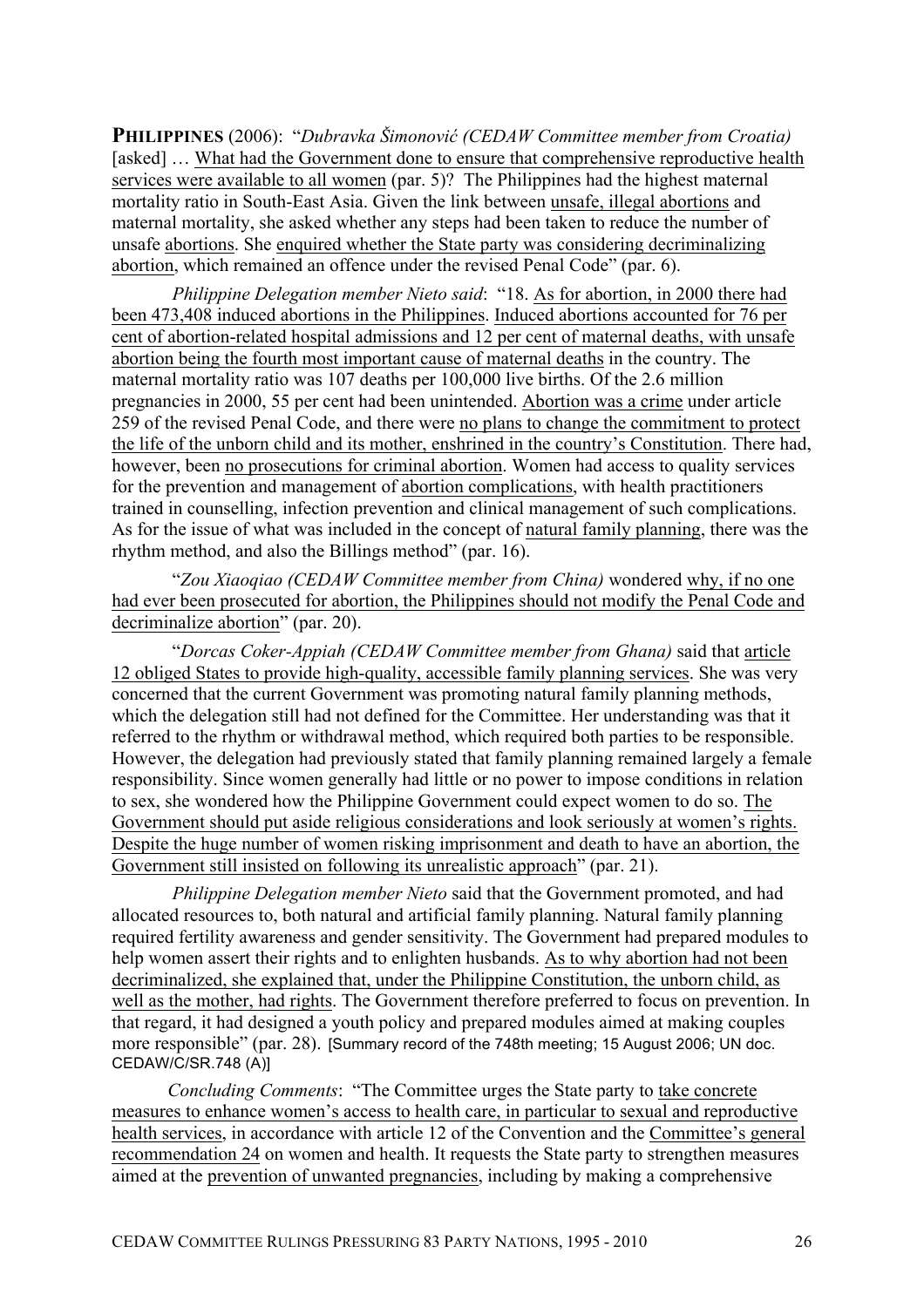**PHILIPPINES** (2006): "*Dubravka Šimonović (CEDAW Committee member from Croatia)* [asked] … What had the Government done to ensure that comprehensive reproductive health services were available to all women (par. 5)? The Philippines had the highest maternal mortality ratio in South-East Asia. Given the link between unsafe, illegal abortions and maternal mortality, she asked whether any steps had been taken to reduce the number of unsafe abortions. She enquired whether the State party was considering decriminalizing abortion, which remained an offence under the revised Penal Code" (par. 6).

*Philippine Delegation member Nieto said*: "18. As for abortion, in 2000 there had been 473,408 induced abortions in the Philippines. Induced abortions accounted for 76 per cent of abortion-related hospital admissions and 12 per cent of maternal deaths, with unsafe abortion being the fourth most important cause of maternal deaths in the country. The maternal mortality ratio was 107 deaths per 100,000 live births. Of the 2.6 million pregnancies in 2000, 55 per cent had been unintended. Abortion was a crime under article 259 of the revised Penal Code, and there were no plans to change the commitment to protect the life of the unborn child and its mother, enshrined in the country's Constitution. There had, however, been no prosecutions for criminal abortion. Women had access to quality services for the prevention and management of abortion complications, with health practitioners trained in counselling, infection prevention and clinical management of such complications. As for the issue of what was included in the concept of natural family planning, there was the rhythm method, and also the Billings method" (par. 16).

"*Zou Xiaoqiao (CEDAW Committee member from China)* wondered why, if no one had ever been prosecuted for abortion, the Philippines should not modify the Penal Code and decriminalize abortion" (par. 20).

"*Dorcas Coker-Appiah (CEDAW Committee member from Ghana)* said that article 12 obliged States to provide high-quality, accessible family planning services. She was very concerned that the current Government was promoting natural family planning methods, which the delegation still had not defined for the Committee. Her understanding was that it referred to the rhythm or withdrawal method, which required both parties to be responsible. However, the delegation had previously stated that family planning remained largely a female responsibility. Since women generally had little or no power to impose conditions in relation to sex, she wondered how the Philippine Government could expect women to do so. The Government should put aside religious considerations and look seriously at women's rights. Despite the huge number of women risking imprisonment and death to have an abortion, the Government still insisted on following its unrealistic approach" (par. 21).

*Philippine Delegation member Nieto* said that the Government promoted, and had allocated resources to, both natural and artificial family planning. Natural family planning required fertility awareness and gender sensitivity. The Government had prepared modules to help women assert their rights and to enlighten husbands. As to why abortion had not been decriminalized, she explained that, under the Philippine Constitution, the unborn child, as well as the mother, had rights. The Government therefore preferred to focus on prevention. In that regard, it had designed a youth policy and prepared modules aimed at making couples more responsible" (par. 28). [Summary record of the 748th meeting; 15 August 2006; UN doc. CEDAW/C/SR.748 (A)]

*Concluding Comments*: "The Committee urges the State party to take concrete measures to enhance women's access to health care, in particular to sexual and reproductive health services, in accordance with article 12 of the Convention and the Committee's general recommendation 24 on women and health. It requests the State party to strengthen measures aimed at the prevention of unwanted pregnancies, including by making a comprehensive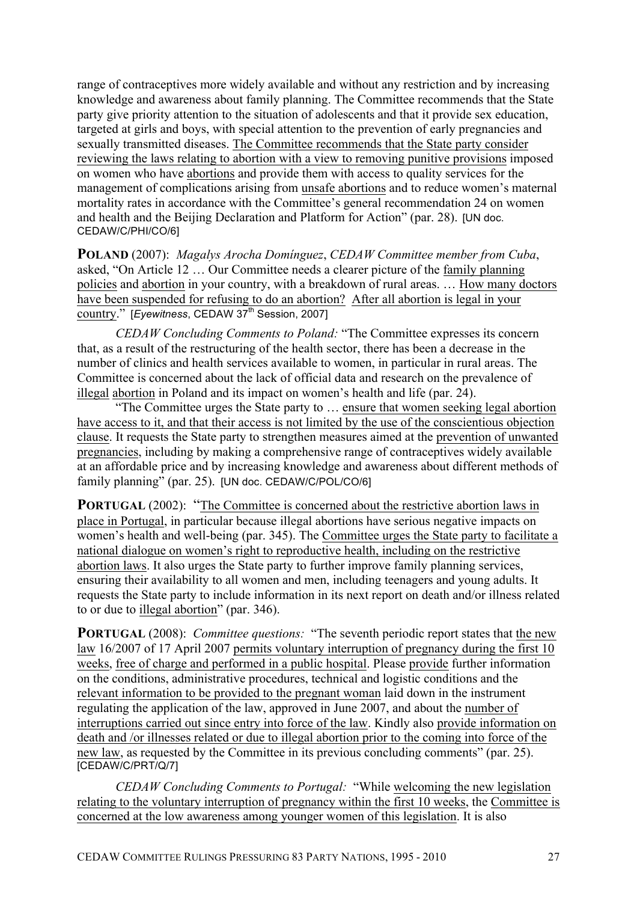range of contraceptives more widely available and without any restriction and by increasing knowledge and awareness about family planning. The Committee recommends that the State party give priority attention to the situation of adolescents and that it provide sex education, targeted at girls and boys, with special attention to the prevention of early pregnancies and sexually transmitted diseases. <u>The Committee recommends that the State party consider reviewing the laws relating to abortion with a view to removing punitive provisions</u> imposed on women who have <u>abortions</u> and provide them with access to quality services for the management of complications arising from <u>unsafe abortions</u> and to reduce women's maternal mortality rates in accordance with the Committee's general recommendation 24 on women and health and the Beijing Declaration and Platform for Action" (par. 28). [UN doc. CEDAW/C/PHI/CO/6]

**POLAND** (2007): *Magalys Arocha Domínguez*, *CEDAW Committee member from Cuba*, asked, "On Article 12 … Our Committee needs a clearer picture of the <u>family planning policies</u> and <u>abortion</u> in your country, with a breakdown of rural areas. … <u>How many doctors have been suspended for refusing to do an abortion?</u> <u>After all abortion is legal in your country</u>." [*Eyewitness*, CEDAW 37th Session, 2007]

*CEDAW Concluding Comments to Poland:* "The Committee expresses its concern that, as a result of the restructuring of the health sector, there has been a decrease in the number of clinics and health services available to women, in particular in rural areas. The Committee is concerned about the lack of official data and research on the prevalence of <u>illegal</u> <u>abortion</u> in Poland and its impact on women's health and life (par. 24).

"The Committee urges the State party to … <u>ensure that women seeking legal abortion have access to it, and that their access is not limited by the use of the conscientious objection clause</u>. It requests the State party to strengthen measures aimed at the <u>prevention of unwanted pregnancies</u>, including by making a comprehensive range of contraceptives widely available at an affordable price and by increasing knowledge and awareness about different methods of family planning" (par. 25). [UN doc. CEDAW/C/POL/CO/6]

**PORTUGAL** (2002): "<u>The Committee is concerned about the restrictive abortion laws in place in Portugal</u>, in particular because illegal abortions have serious negative impacts on women's health and well-being (par. 345). The <u>Committee urges the State party to facilitate a national dialogue on women's right to reproductive health, including on the restrictive abortion laws</u>. It also urges the State party to further improve family planning services, ensuring their availability to all women and men, including teenagers and young adults. It requests the State party to include information in its next report on death and/or illness related to or due to <u>illegal abortion</u>" (par. 346).

**PORTUGAL** (2008): *Committee questions:* "The seventh periodic report states that <u>the new law</u> 16/2007 of 17 April 2007 <u>permits voluntary interruption of pregnancy during the first 10 weeks</u>, <u>free of charge and performed in a public hospital</u>. Please <u>provide</u> further information on the conditions, administrative procedures, technical and logistic conditions and the <u>relevant information to be provided to the pregnant woman</u> laid down in the instrument regulating the application of the law, approved in June 2007, and about the <u>number of interruptions carried out since entry into force of the law</u>. Kindly also <u>provide information on death and /or illnesses related or due to illegal abortion prior to the coming into force of the new law</u>, as requested by the Committee in its previous concluding comments" (par. 25). [CEDAW/C/PRT/Q/7]

*CEDAW Concluding Comments to Portugal:* "While <u>welcoming the new legislation relating to the voluntary interruption of pregnancy within the first 10 weeks</u>, the <u>Committee is concerned at the low awareness among younger women of this legislation</u>. It is also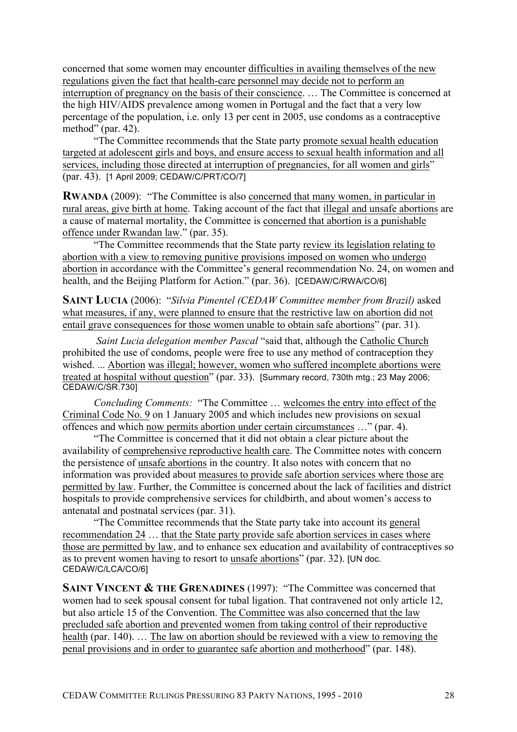concerned that some women may encounter difficulties in availing themselves of the new regulations given the fact that health-care personnel may decide not to perform an interruption of pregnancy on the basis of their conscience. … The Committee is concerned at the high HIV/AIDS prevalence among women in Portugal and the fact that a very low percentage of the population, i.e. only 13 per cent in 2005, use condoms as a contraceptive method" (par. 42).

"The Committee recommends that the State party promote sexual health education targeted at adolescent girls and boys, and ensure access to sexual health information and all services, including those directed at interruption of pregnancies, for all women and girls" (par. 43). [1 April 2009; CEDAW/C/PRT/CO/7]

**RWANDA** (2009): "The Committee is also concerned that many women, in particular in rural areas, give birth at home. Taking account of the fact that illegal and unsafe abortions are a cause of maternal mortality, the Committee is concerned that abortion is a punishable offence under Rwandan law." (par. 35).

"The Committee recommends that the State party review its legislation relating to abortion with a view to removing punitive provisions imposed on women who undergo abortion in accordance with the Committee's general recommendation No. 24, on women and health, and the Beijing Platform for Action." (par. 36). [CEDAW/C/RWA/CO/6]

**SAINT LUCIA** (2006): "*Silvia Pimentel (CEDAW Committee member from Brazil)* asked what measures, if any, were planned to ensure that the restrictive law on abortion did not entail grave consequences for those women unable to obtain safe abortions" (par. 31).

*Saint Lucia delegation member Pascal* "said that, although the Catholic Church prohibited the use of condoms, people were free to use any method of contraception they wished. ... Abortion was illegal; however, women who suffered incomplete abortions were treated at hospital without question" (par. 33). [Summary record, 730th mtg.; 23 May 2006; CEDAW/C/SR.730]

*Concluding Comments:* "The Committee … welcomes the entry into effect of the Criminal Code No. 9 on 1 January 2005 and which includes new provisions on sexual offences and which now permits abortion under certain circumstances …" (par. 4).

"The Committee is concerned that it did not obtain a clear picture about the availability of comprehensive reproductive health care. The Committee notes with concern the persistence of unsafe abortions in the country. It also notes with concern that no information was provided about measures to provide safe abortion services where those are permitted by law. Further, the Committee is concerned about the lack of facilities and district hospitals to provide comprehensive services for childbirth, and about women's access to antenatal and postnatal services (par. 31).

"The Committee recommends that the State party take into account its general recommendation 24 … that the State party provide safe abortion services in cases where those are permitted by law, and to enhance sex education and availability of contraceptives so as to prevent women having to resort to unsafe abortions" (par. 32). [UN doc. CEDAW/C/LCA/CO/6]

**SAINT VINCENT & THE GRENADINES** (1997): "The Committee was concerned that women had to seek spousal consent for tubal ligation. That contravened not only article 12, but also article 15 of the Convention. The Committee was also concerned that the law precluded safe abortion and prevented women from taking control of their reproductive health (par. 140). … The law on abortion should be reviewed with a view to removing the penal provisions and in order to guarantee safe abortion and motherhood" (par. 148).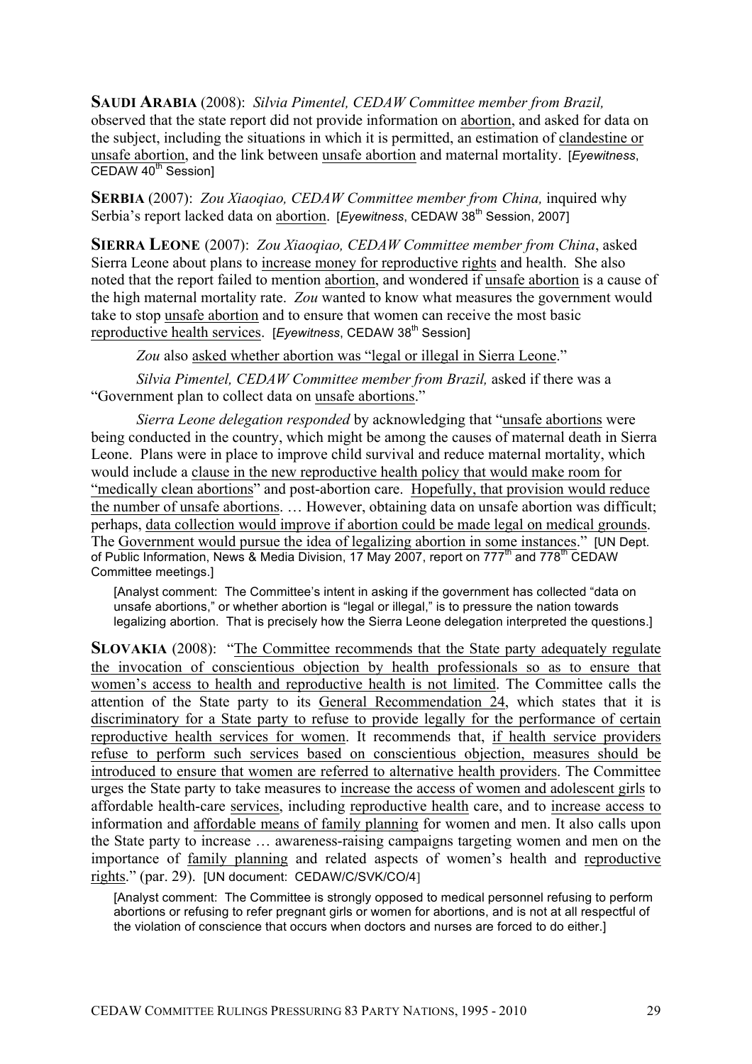**SAUDI ARABIA** (2008): *Silvia Pimentel, CEDAW Committee member from Brazil,* observed that the state report did not provide information on abortion, and asked for data on the subject, including the situations in which it is permitted, an estimation of clandestine or unsafe abortion, and the link between unsafe abortion and maternal mortality. [*Eyewitness*, CEDAW 40th Session]

**SERBIA** (2007): *Zou Xiaoqiao, CEDAW Committee member from China,* inquired why Serbia's report lacked data on abortion. [*Eyewitness*, CEDAW 38th Session, 2007]

**SIERRA LEONE** (2007): *Zou Xiaoqiao, CEDAW Committee member from China*, asked Sierra Leone about plans to increase money for reproductive rights and health. She also noted that the report failed to mention abortion, and wondered if unsafe abortion is a cause of the high maternal mortality rate. *Zou* wanted to know what measures the government would take to stop unsafe abortion and to ensure that women can receive the most basic reproductive health services. [*Eyewitness*, CEDAW 38th Session]

*Zou* also asked whether abortion was "legal or illegal in Sierra Leone."

*Silvia Pimentel, CEDAW Committee member from Brazil,* asked if there was a "Government plan to collect data on unsafe abortions."

*Sierra Leone delegation responded* by acknowledging that "unsafe abortions were being conducted in the country, which might be among the causes of maternal death in Sierra Leone. Plans were in place to improve child survival and reduce maternal mortality, which would include a clause in the new reproductive health policy that would make room for "medically clean abortions" and post-abortion care. Hopefully, that provision would reduce the number of unsafe abortions. … However, obtaining data on unsafe abortion was difficult; perhaps, data collection would improve if abortion could be made legal on medical grounds. The Government would pursue the idea of legalizing abortion in some instances." [UN Dept. of Public Information, News & Media Division, 17 May 2007, report on 777th and 778th CEDAW Committee meetings.]

[Analyst comment: The Committee's intent in asking if the government has collected "data on unsafe abortions," or whether abortion is "legal or illegal," is to pressure the nation towards legalizing abortion. That is precisely how the Sierra Leone delegation interpreted the questions.]

**SLOVAKIA** (2008): "The Committee recommends that the State party adequately regulate the invocation of conscientious objection by health professionals so as to ensure that women's access to health and reproductive health is not limited. The Committee calls the attention of the State party to its General Recommendation 24, which states that it is discriminatory for a State party to refuse to provide legally for the performance of certain reproductive health services for women. It recommends that, if health service providers refuse to perform such services based on conscientious objection, measures should be introduced to ensure that women are referred to alternative health providers. The Committee urges the State party to take measures to increase the access of women and adolescent girls to affordable health-care services, including reproductive health care, and to increase access to information and affordable means of family planning for women and men. It also calls upon the State party to increase … awareness-raising campaigns targeting women and men on the importance of family planning and related aspects of women's health and reproductive rights." (par. 29). [UN document: CEDAW/C/SVK/CO/4]

[Analyst comment: The Committee is strongly opposed to medical personnel refusing to perform abortions or refusing to refer pregnant girls or women for abortions, and is not at all respectful of the violation of conscience that occurs when doctors and nurses are forced to do either.]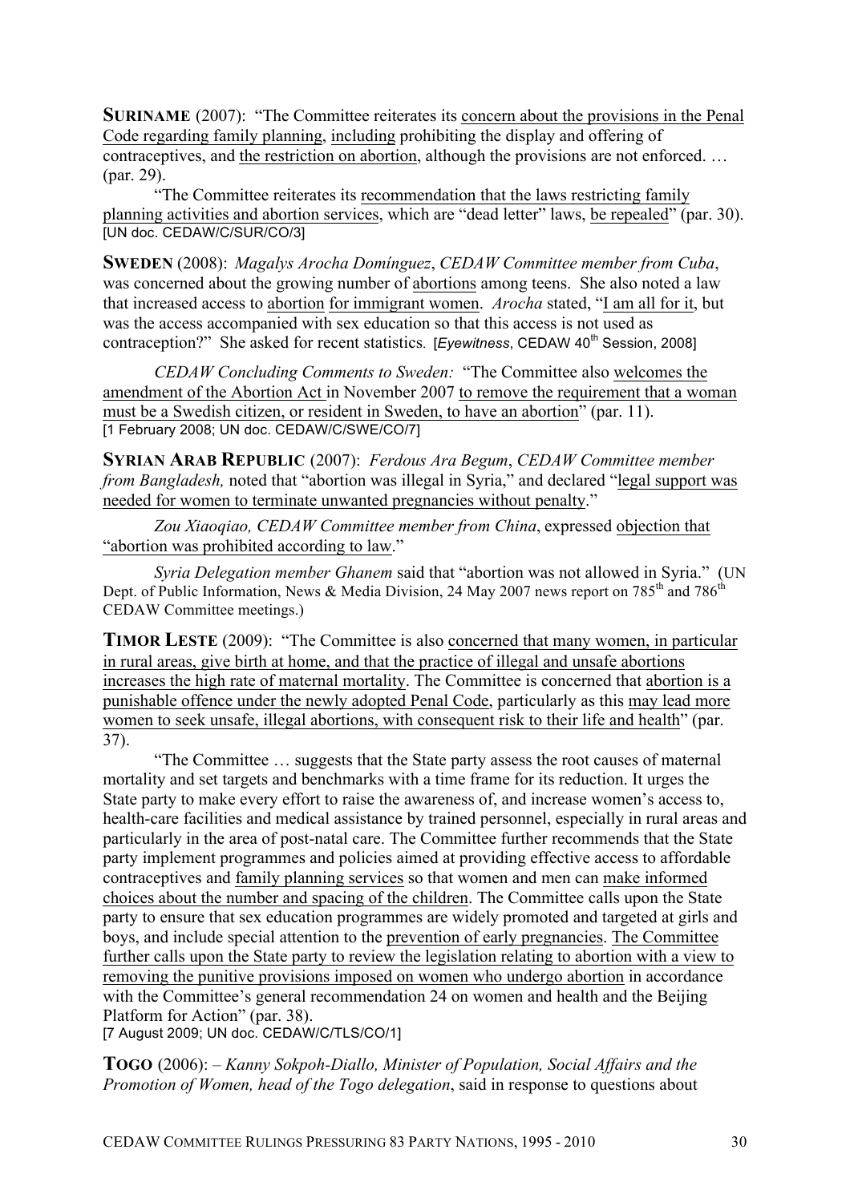**SURINAME** (2007): "The Committee reiterates its concern about the provisions in the Penal Code regarding family planning, including prohibiting the display and offering of contraceptives, and the restriction on abortion, although the provisions are not enforced. … (par. 29).

"The Committee reiterates its recommendation that the laws restricting family planning activities and abortion services, which are "dead letter" laws, be repealed" (par. 30). [UN doc. CEDAW/C/SUR/CO/3]

**SWEDEN** (2008): *Magalys Arocha Domínguez*, *CEDAW Committee member from Cuba*, was concerned about the growing number of abortions among teens. She also noted a law that increased access to abortion for immigrant women. *Arocha* stated, "I am all for it, but was the access accompanied with sex education so that this access is not used as contraception?" She asked for recent statistics. [*Eyewitness*, CEDAW 40th Session, 2008]

*CEDAW Concluding Comments to Sweden:* "The Committee also welcomes the amendment of the Abortion Act in November 2007 to remove the requirement that a woman must be a Swedish citizen, or resident in Sweden, to have an abortion" (par. 11). [1 February 2008; UN doc. CEDAW/C/SWE/CO/7]

**SYRIAN ARAB REPUBLIC** (2007): *Ferdous Ara Begum*, *CEDAW Committee member from Bangladesh,* noted that "abortion was illegal in Syria," and declared "legal support was needed for women to terminate unwanted pregnancies without penalty."

*Zou Xiaoqiao, CEDAW Committee member from China*, expressed objection that "abortion was prohibited according to law."

*Syria Delegation member Ghanem* said that "abortion was not allowed in Syria." (UN Dept. of Public Information, News & Media Division, 24 May 2007 news report on 785th and 786th CEDAW Committee meetings.)

**TIMOR LESTE** (2009): "The Committee is also concerned that many women, in particular in rural areas, give birth at home, and that the practice of illegal and unsafe abortions increases the high rate of maternal mortality. The Committee is concerned that abortion is a punishable offence under the newly adopted Penal Code, particularly as this may lead more women to seek unsafe, illegal abortions, with consequent risk to their life and health" (par. 37).

"The Committee … suggests that the State party assess the root causes of maternal mortality and set targets and benchmarks with a time frame for its reduction. It urges the State party to make every effort to raise the awareness of, and increase women's access to, health-care facilities and medical assistance by trained personnel, especially in rural areas and particularly in the area of post-natal care. The Committee further recommends that the State party implement programmes and policies aimed at providing effective access to affordable contraceptives and family planning services so that women and men can make informed choices about the number and spacing of the children. The Committee calls upon the State party to ensure that sex education programmes are widely promoted and targeted at girls and boys, and include special attention to the prevention of early pregnancies. The Committee further calls upon the State party to review the legislation relating to abortion with a view to removing the punitive provisions imposed on women who undergo abortion in accordance with the Committee's general recommendation 24 on women and health and the Beijing Platform for Action" (par. 38). [7 August 2009; UN doc. CEDAW/C/TLS/CO/1]

**TOGO** (2006): – *Kanny Sokpoh-Diallo, Minister of Population, Social Affairs and the Promotion of Women, head of the Togo delegation*, said in response to questions about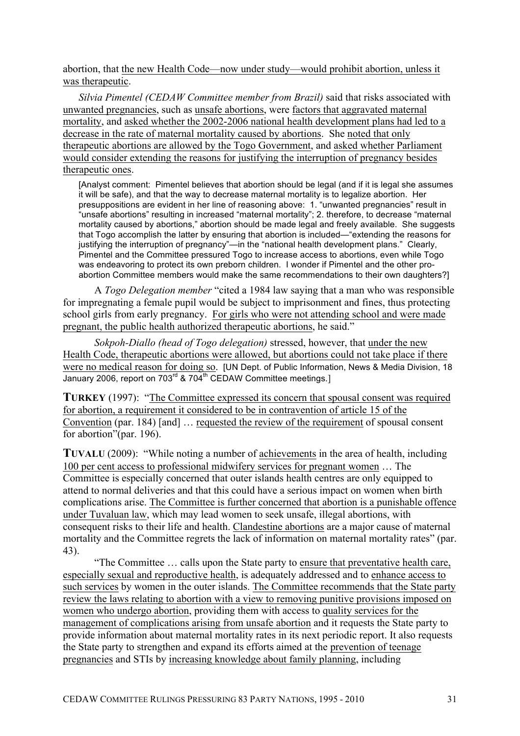abortion, that the new Health Code—now under study—would prohibit abortion, unless it was therapeutic.

*Silvia Pimentel (CEDAW Committee member from Brazil)* said that risks associated with unwanted pregnancies, such as unsafe abortions, were factors that aggravated maternal mortality, and asked whether the 2002-2006 national health development plans had led to a decrease in the rate of maternal mortality caused by abortions. She noted that only therapeutic abortions are allowed by the Togo Government, and asked whether Parliament would consider extending the reasons for justifying the interruption of pregnancy besides therapeutic ones.

> [Analyst comment: Pimentel believes that abortion should be legal (and if it is legal she assumes it will be safe), and that the way to decrease maternal mortality is to legalize abortion. Her presuppositions are evident in her line of reasoning above: 1. "unwanted pregnancies" result in "unsafe abortions" resulting in increased "maternal mortality"; 2. therefore, to decrease "maternal mortality caused by abortions," abortion should be made legal and freely available. She suggests that Togo accomplish the latter by ensuring that abortion is included—"extending the reasons for justifying the interruption of pregnancy"—in the "national health development plans." Clearly, Pimentel and the Committee pressured Togo to increase access to abortions, even while Togo was endeavoring to protect its own preborn children. I wonder if Pimentel and the other pro-abortion Committee members would make the same recommendations to their own daughters?]

A *Togo Delegation member* "cited a 1984 law saying that a man who was responsible for impregnating a female pupil would be subject to imprisonment and fines, thus protecting school girls from early pregnancy. For girls who were not attending school and were made pregnant, the public health authorized therapeutic abortions, he said."

*Sokpoh-Diallo (head of Togo delegation)* stressed, however, that under the new Health Code, therapeutic abortions were allowed, but abortions could not take place if there were no medical reason for doing so. [UN Dept. of Public Information, News & Media Division, 18 January 2006, report on 703rd & 704th CEDAW Committee meetings.]

**TURKEY** (1997): "The Committee expressed its concern that spousal consent was required for abortion, a requirement it considered to be in contravention of article 15 of the Convention (par. 184) [and] … requested the review of the requirement of spousal consent for abortion"(par. 196).

**TUVALU** (2009): "While noting a number of achievements in the area of health, including 100 per cent access to professional midwifery services for pregnant women … The Committee is especially concerned that outer islands health centres are only equipped to attend to normal deliveries and that this could have a serious impact on women when birth complications arise. The Committee is further concerned that abortion is a punishable offence under Tuvaluan law, which may lead women to seek unsafe, illegal abortions, with consequent risks to their life and health. Clandestine abortions are a major cause of maternal mortality and the Committee regrets the lack of information on maternal mortality rates" (par. 43).

"The Committee … calls upon the State party to ensure that preventative health care, especially sexual and reproductive health, is adequately addressed and to enhance access to such services by women in the outer islands. The Committee recommends that the State party review the laws relating to abortion with a view to removing punitive provisions imposed on women who undergo abortion, providing them with access to quality services for the management of complications arising from unsafe abortion and it requests the State party to provide information about maternal mortality rates in its next periodic report. It also requests the State party to strengthen and expand its efforts aimed at the prevention of teenage pregnancies and STIs by increasing knowledge about family planning, including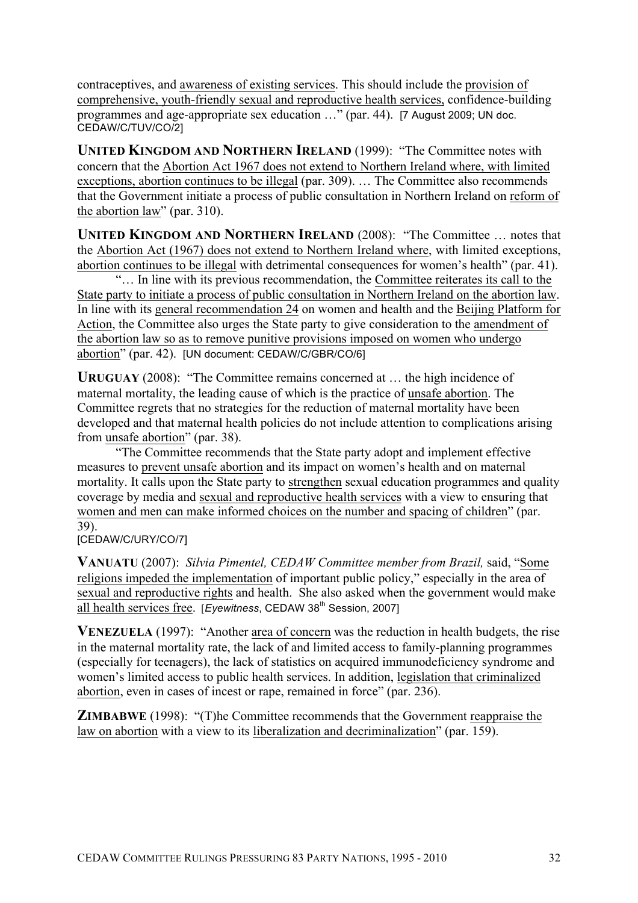contraceptives, and awareness of existing services. This should include the provision of comprehensive, youth-friendly sexual and reproductive health services, confidence-building programmes and age-appropriate sex education …" (par. 44). [7 August 2009; UN doc. CEDAW/C/TUV/CO/2]

**UNITED KINGDOM AND NORTHERN IRELAND** (1999): "The Committee notes with concern that the Abortion Act 1967 does not extend to Northern Ireland where, with limited exceptions, abortion continues to be illegal (par. 309). … The Committee also recommends that the Government initiate a process of public consultation in Northern Ireland on reform of the abortion law" (par. 310).

**UNITED KINGDOM AND NORTHERN IRELAND** (2008): "The Committee … notes that the Abortion Act (1967) does not extend to Northern Ireland where, with limited exceptions, abortion continues to be illegal with detrimental consequences for women's health" (par. 41).

"… In line with its previous recommendation, the Committee reiterates its call to the State party to initiate a process of public consultation in Northern Ireland on the abortion law. In line with its general recommendation 24 on women and health and the Beijing Platform for Action, the Committee also urges the State party to give consideration to the amendment of the abortion law so as to remove punitive provisions imposed on women who undergo abortion" (par. 42). [UN document: CEDAW/C/GBR/CO/6]

**URUGUAY** (2008): "The Committee remains concerned at … the high incidence of maternal mortality, the leading cause of which is the practice of unsafe abortion. The Committee regrets that no strategies for the reduction of maternal mortality have been developed and that maternal health policies do not include attention to complications arising from unsafe abortion" (par. 38).

"The Committee recommends that the State party adopt and implement effective measures to prevent unsafe abortion and its impact on women's health and on maternal mortality. It calls upon the State party to strengthen sexual education programmes and quality coverage by media and sexual and reproductive health services with a view to ensuring that women and men can make informed choices on the number and spacing of children" (par. 39).
[CEDAW/C/URY/CO/7]

**VANUATU** (2007): *Silvia Pimentel, CEDAW Committee member from Brazil,* said, "Some religions impeded the implementation of important public policy," especially in the area of sexual and reproductive rights and health. She also asked when the government would make all health services free. [*Eyewitness*, CEDAW 38th Session, 2007]

**VENEZUELA** (1997): "Another area of concern was the reduction in health budgets, the rise in the maternal mortality rate, the lack of and limited access to family-planning programmes (especially for teenagers), the lack of statistics on acquired immunodeficiency syndrome and women's limited access to public health services. In addition, legislation that criminalized abortion, even in cases of incest or rape, remained in force" (par. 236).

**ZIMBABWE** (1998): "(T)he Committee recommends that the Government reappraise the law on abortion with a view to its liberalization and decriminalization" (par. 159).